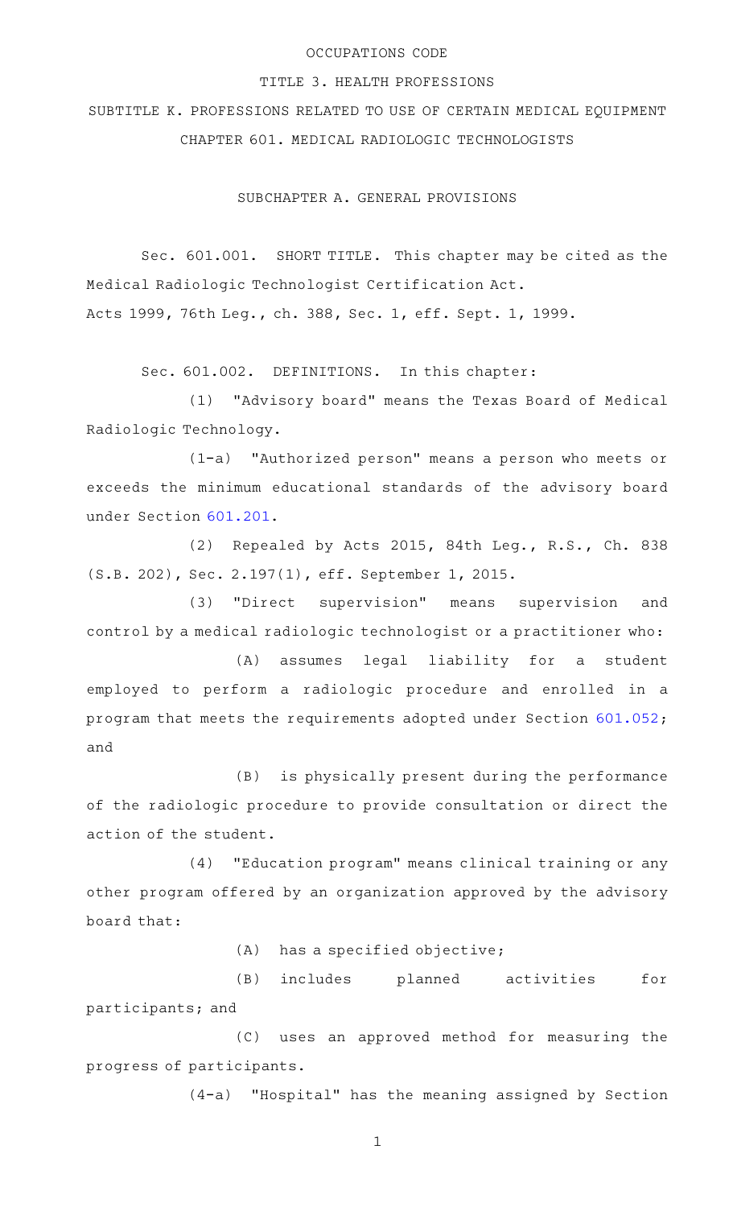OCCUPATIONS CODE

TITLE 3. HEALTH PROFESSIONS

SUBTITLE K. PROFESSIONS RELATED TO USE OF CERTAIN MEDICAL EQUIPMENT

CHAPTER 601. MEDICAL RADIOLOGIC TECHNOLOGISTS

SUBCHAPTER A. GENERAL PROVISIONS

Sec. 601.001. SHORT TITLE. This chapter may be cited as the Medical Radiologic Technologist Certification Act.
Acts 1999, 76th Leg., ch. 388, Sec. 1, eff. Sept. 1, 1999.

Sec. 601.002. DEFINITIONS. In this chapter:

(1) "Advisory board" means the Texas Board of Medical Radiologic Technology.

(1-a) "Authorized person" means a person who meets or exceeds the minimum educational standards of the advisory board under Section 601.201.

(2) Repealed by Acts 2015, 84th Leg., R.S., Ch. 838 (S.B. 202), Sec. 2.197(1), eff. September 1, 2015.

(3) "Direct supervision" means supervision and control by a medical radiologic technologist or a practitioner who:

(A) assumes legal liability for a student employed to perform a radiologic procedure and enrolled in a program that meets the requirements adopted under Section 601.052; and

(B) is physically present during the performance of the radiologic procedure to provide consultation or direct the action of the student.

(4) "Education program" means clinical training or any other program offered by an organization approved by the advisory board that:

(A) has a specified objective;

(B) includes planned activities for participants; and

(C) uses an approved method for measuring the progress of participants.

(4-a) "Hospital" has the meaning assigned by Section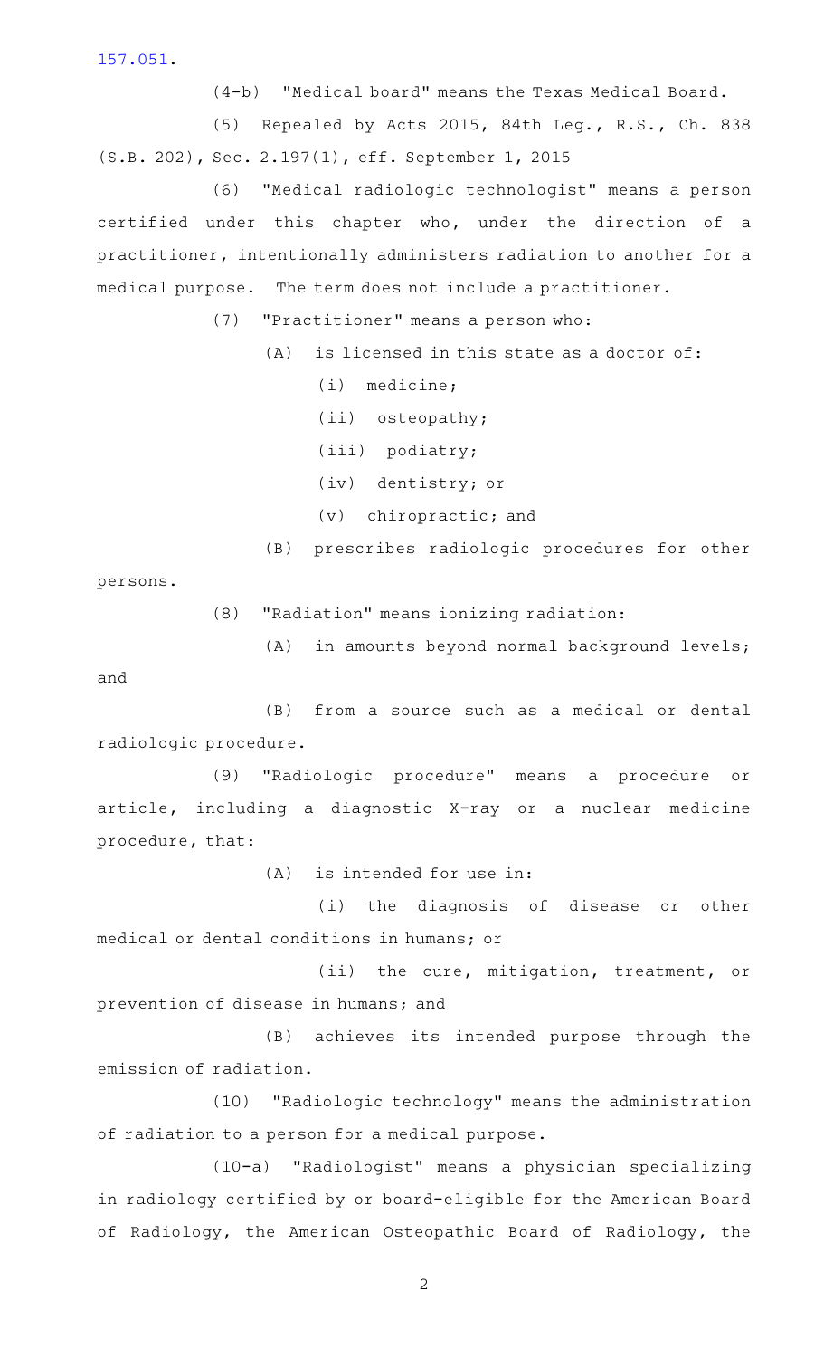157.051.

(4-b) "Medical board" means the Texas Medical Board.

(5) Repealed by Acts 2015, 84th Leg., R.S., Ch. 838 (S.B. 202), Sec. 2.197(1), eff. September 1, 2015

(6) "Medical radiologic technologist" means a person certified under this chapter who, under the direction of a practitioner, intentionally administers radiation to another for a medical purpose. The term does not include a practitioner.

(7) "Practitioner" means a person who:

(A) is licensed in this state as a doctor of:

(i) medicine;

(ii) osteopathy;

(iii) podiatry;

(iv) dentistry; or

(v) chiropractic; and

(B) prescribes radiologic procedures for other persons.

(8) "Radiation" means ionizing radiation:

(A) in amounts beyond normal background levels; and

(B) from a source such as a medical or dental radiologic procedure.

(9) "Radiologic procedure" means a procedure or article, including a diagnostic X-ray or a nuclear medicine procedure, that:

(A) is intended for use in:

(i) the diagnosis of disease or other medical or dental conditions in humans; or

(ii) the cure, mitigation, treatment, or prevention of disease in humans; and

(B) achieves its intended purpose through the emission of radiation.

(10) "Radiologic technology" means the administration of radiation to a person for a medical purpose.

(10-a) "Radiologist" means a physician specializing in radiology certified by or board-eligible for the American Board of Radiology, the American Osteopathic Board of Radiology, the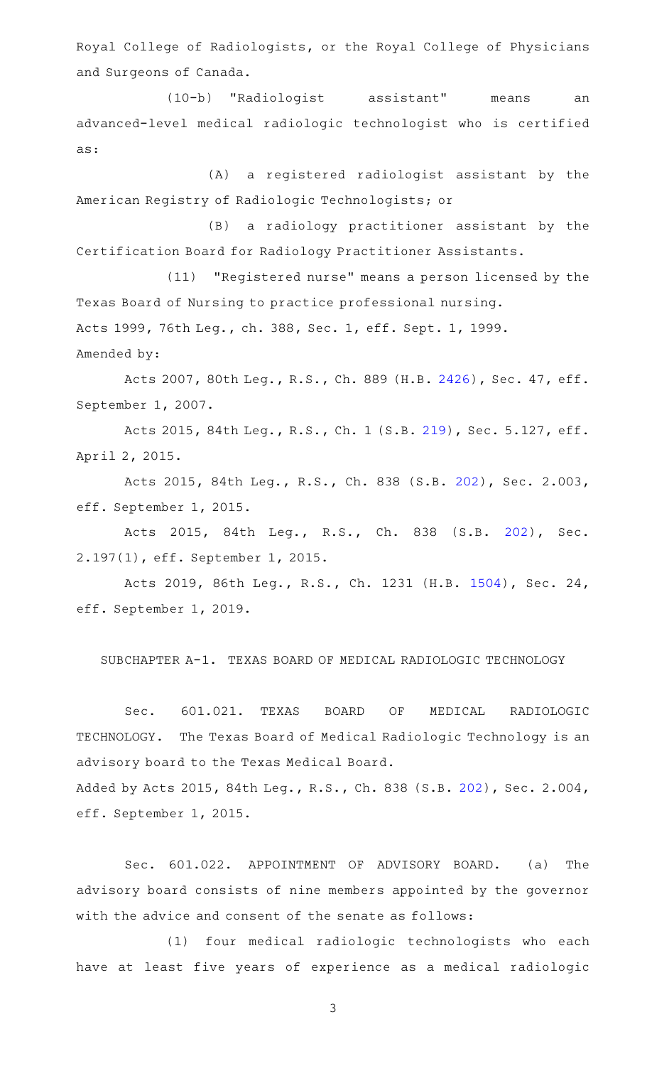Royal College of Radiologists, or the Royal College of Physicians and Surgeons of Canada.

(10-b) "Radiologist assistant" means an advanced-level medical radiologic technologist who is certified as:

(A) a registered radiologist assistant by the American Registry of Radiologic Technologists; or

(B) a radiology practitioner assistant by the Certification Board for Radiology Practitioner Assistants.

(11) "Registered nurse" means a person licensed by the Texas Board of Nursing to practice professional nursing.

Acts 1999, 76th Leg., ch. 388, Sec. 1, eff. Sept. 1, 1999.

Amended by:

Acts 2007, 80th Leg., R.S., Ch. 889 (H.B. 2426), Sec. 47, eff. September 1, 2007.

Acts 2015, 84th Leg., R.S., Ch. 1 (S.B. 219), Sec. 5.127, eff. April 2, 2015.

Acts 2015, 84th Leg., R.S., Ch. 838 (S.B. 202), Sec. 2.003, eff. September 1, 2015.

Acts 2015, 84th Leg., R.S., Ch. 838 (S.B. 202), Sec. 2.197(1), eff. September 1, 2015.

Acts 2019, 86th Leg., R.S., Ch. 1231 (H.B. 1504), Sec. 24, eff. September 1, 2019.

## SUBCHAPTER A-1. TEXAS BOARD OF MEDICAL RADIOLOGIC TECHNOLOGY

Sec. 601.021. TEXAS BOARD OF MEDICAL RADIOLOGIC TECHNOLOGY. The Texas Board of Medical Radiologic Technology is an advisory board to the Texas Medical Board.

Added by Acts 2015, 84th Leg., R.S., Ch. 838 (S.B. 202), Sec. 2.004, eff. September 1, 2015.

Sec. 601.022. APPOINTMENT OF ADVISORY BOARD. (a) The advisory board consists of nine members appointed by the governor with the advice and consent of the senate as follows:

(1) four medical radiologic technologists who each have at least five years of experience as a medical radiologic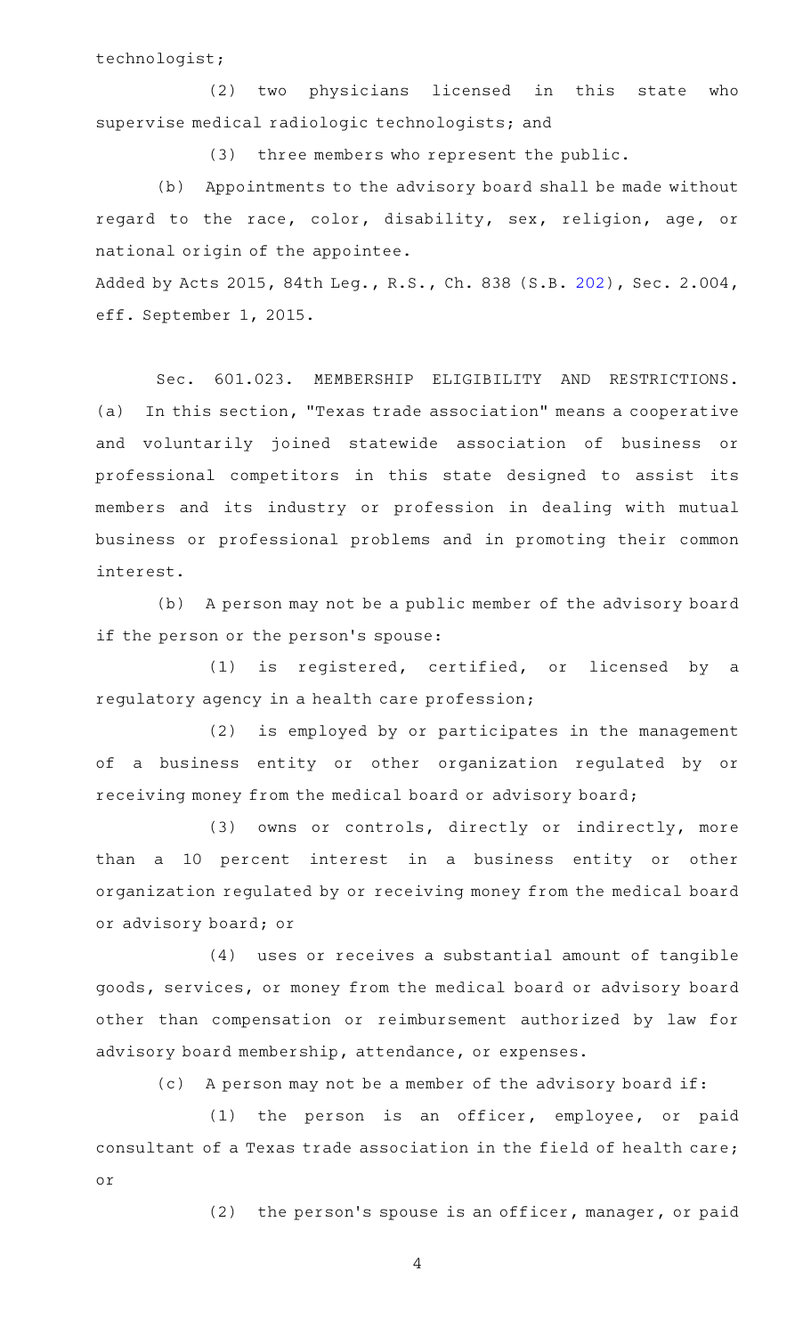technologist;

(2) two physicians licensed in this state who supervise medical radiologic technologists; and

(3) three members who represent the public.

(b) Appointments to the advisory board shall be made without regard to the race, color, disability, sex, religion, age, or national origin of the appointee.

Added by Acts 2015, 84th Leg., R.S., Ch. 838 (S.B. 202), Sec. 2.004, eff. September 1, 2015.

Sec. 601.023. MEMBERSHIP ELIGIBILITY AND RESTRICTIONS. (a) In this section, "Texas trade association" means a cooperative and voluntarily joined statewide association of business or professional competitors in this state designed to assist its members and its industry or profession in dealing with mutual business or professional problems and in promoting their common interest.

(b) A person may not be a public member of the advisory board if the person or the person's spouse:

(1) is registered, certified, or licensed by a regulatory agency in a health care profession;

(2) is employed by or participates in the management of a business entity or other organization regulated by or receiving money from the medical board or advisory board;

(3) owns or controls, directly or indirectly, more than a 10 percent interest in a business entity or other organization regulated by or receiving money from the medical board or advisory board; or

(4) uses or receives a substantial amount of tangible goods, services, or money from the medical board or advisory board other than compensation or reimbursement authorized by law for advisory board membership, attendance, or expenses.

(c) A person may not be a member of the advisory board if:

(1) the person is an officer, employee, or paid consultant of a Texas trade association in the field of health care; or

(2) the person's spouse is an officer, manager, or paid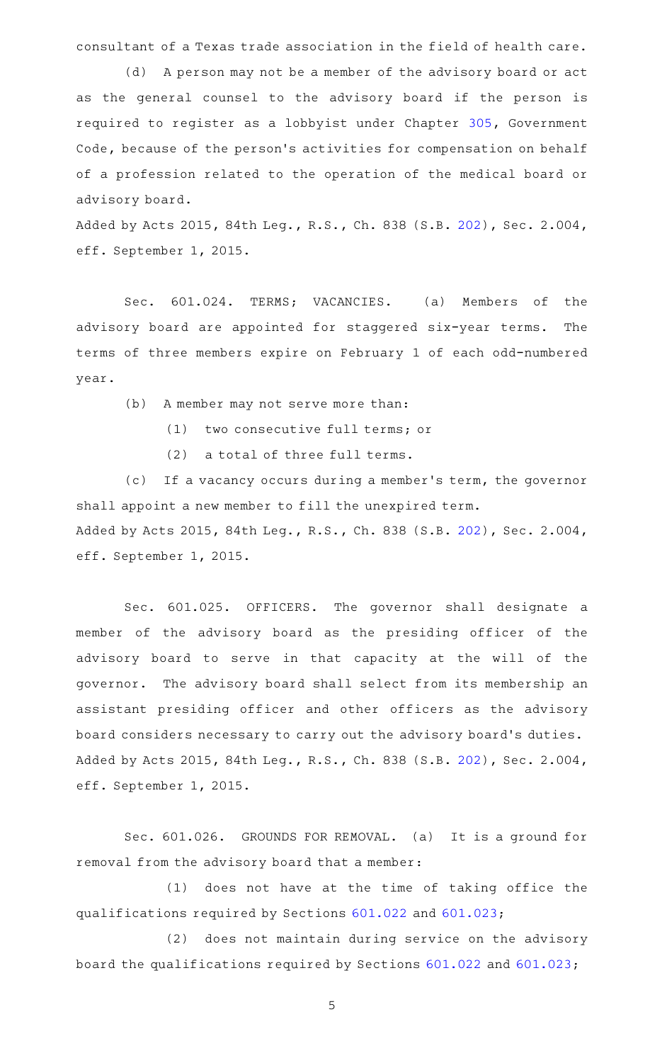consultant of a Texas trade association in the field of health care.

(d) A person may not be a member of the advisory board or act as the general counsel to the advisory board if the person is required to register as a lobbyist under Chapter 305, Government Code, because of the person's activities for compensation on behalf of a profession related to the operation of the medical board or advisory board.

Added by Acts 2015, 84th Leg., R.S., Ch. 838 (S.B. 202), Sec. 2.004, eff. September 1, 2015.

Sec. 601.024. TERMS; VACANCIES. (a) Members of the advisory board are appointed for staggered six-year terms. The terms of three members expire on February 1 of each odd-numbered year.

(b) A member may not serve more than:

(1) two consecutive full terms; or

(2) a total of three full terms.

(c) If a vacancy occurs during a member's term, the governor shall appoint a new member to fill the unexpired term.

Added by Acts 2015, 84th Leg., R.S., Ch. 838 (S.B. 202), Sec. 2.004, eff. September 1, 2015.

Sec. 601.025. OFFICERS. The governor shall designate a member of the advisory board as the presiding officer of the advisory board to serve in that capacity at the will of the governor. The advisory board shall select from its membership an assistant presiding officer and other officers as the advisory board considers necessary to carry out the advisory board's duties.

Added by Acts 2015, 84th Leg., R.S., Ch. 838 (S.B. 202), Sec. 2.004, eff. September 1, 2015.

Sec. 601.026. GROUNDS FOR REMOVAL. (a) It is a ground for removal from the advisory board that a member:

(1) does not have at the time of taking office the qualifications required by Sections 601.022 and 601.023;

(2) does not maintain during service on the advisory board the qualifications required by Sections 601.022 and 601.023;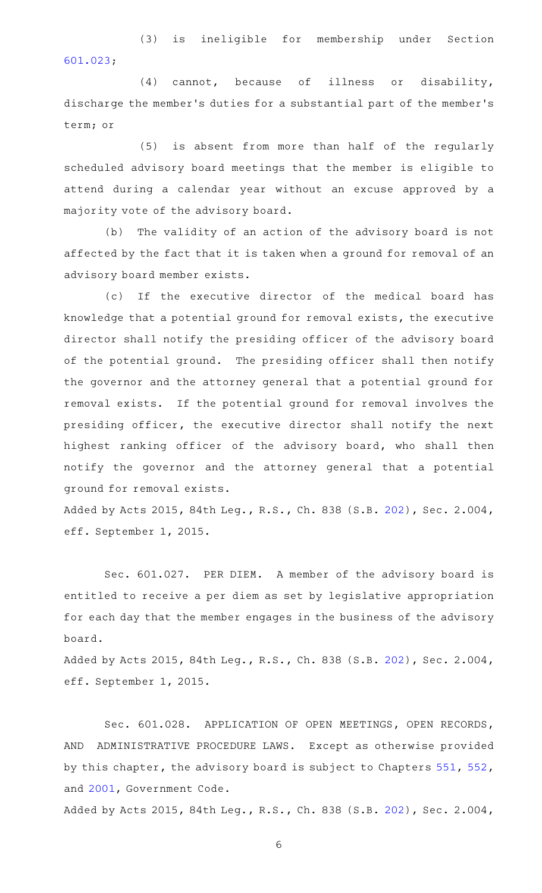(3) is ineligible for membership under Section 601.023;

(4) cannot, because of illness or disability, discharge the member's duties for a substantial part of the member's term; or

(5) is absent from more than half of the regularly scheduled advisory board meetings that the member is eligible to attend during a calendar year without an excuse approved by a majority vote of the advisory board.

(b) The validity of an action of the advisory board is not affected by the fact that it is taken when a ground for removal of an advisory board member exists.

(c) If the executive director of the medical board has knowledge that a potential ground for removal exists, the executive director shall notify the presiding officer of the advisory board of the potential ground. The presiding officer shall then notify the governor and the attorney general that a potential ground for removal exists. If the potential ground for removal involves the presiding officer, the executive director shall notify the next highest ranking officer of the advisory board, who shall then notify the governor and the attorney general that a potential ground for removal exists.

Added by Acts 2015, 84th Leg., R.S., Ch. 838 (S.B. 202), Sec. 2.004, eff. September 1, 2015.

Sec. 601.027. PER DIEM. A member of the advisory board is entitled to receive a per diem as set by legislative appropriation for each day that the member engages in the business of the advisory board.

Added by Acts 2015, 84th Leg., R.S., Ch. 838 (S.B. 202), Sec. 2.004, eff. September 1, 2015.

Sec. 601.028. APPLICATION OF OPEN MEETINGS, OPEN RECORDS, AND ADMINISTRATIVE PROCEDURE LAWS. Except as otherwise provided by this chapter, the advisory board is subject to Chapters 551, 552, and 2001, Government Code.

Added by Acts 2015, 84th Leg., R.S., Ch. 838 (S.B. 202), Sec. 2.004,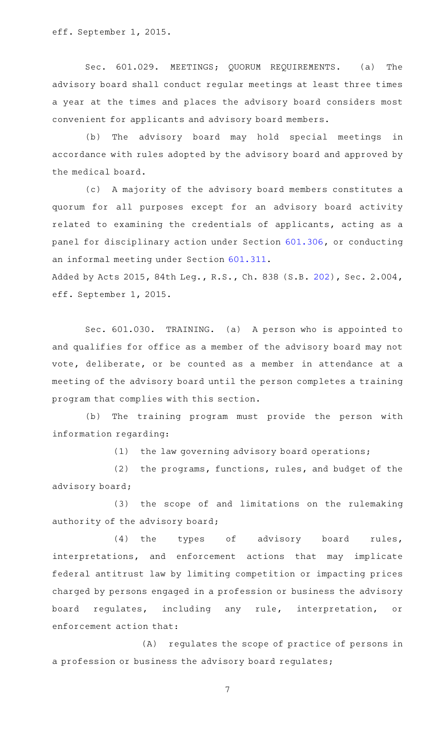eff. September 1, 2015.

Sec. 601.029. MEETINGS; QUORUM REQUIREMENTS. (a) The advisory board shall conduct regular meetings at least three times a year at the times and places the advisory board considers most convenient for applicants and advisory board members.

(b) The advisory board may hold special meetings in accordance with rules adopted by the advisory board and approved by the medical board.

(c) A majority of the advisory board members constitutes a quorum for all purposes except for an advisory board activity related to examining the credentials of applicants, acting as a panel for disciplinary action under Section 601.306, or conducting an informal meeting under Section 601.311.

Added by Acts 2015, 84th Leg., R.S., Ch. 838 (S.B. 202), Sec. 2.004, eff. September 1, 2015.

Sec. 601.030. TRAINING. (a) A person who is appointed to and qualifies for office as a member of the advisory board may not vote, deliberate, or be counted as a member in attendance at a meeting of the advisory board until the person completes a training program that complies with this section.

(b) The training program must provide the person with information regarding:

(1) the law governing advisory board operations;

(2) the programs, functions, rules, and budget of the advisory board;

(3) the scope of and limitations on the rulemaking authority of the advisory board;

(4) the types of advisory board rules, interpretations, and enforcement actions that may implicate federal antitrust law by limiting competition or impacting prices charged by persons engaged in a profession or business the advisory board regulates, including any rule, interpretation, or enforcement action that:

(A) regulates the scope of practice of persons in a profession or business the advisory board regulates;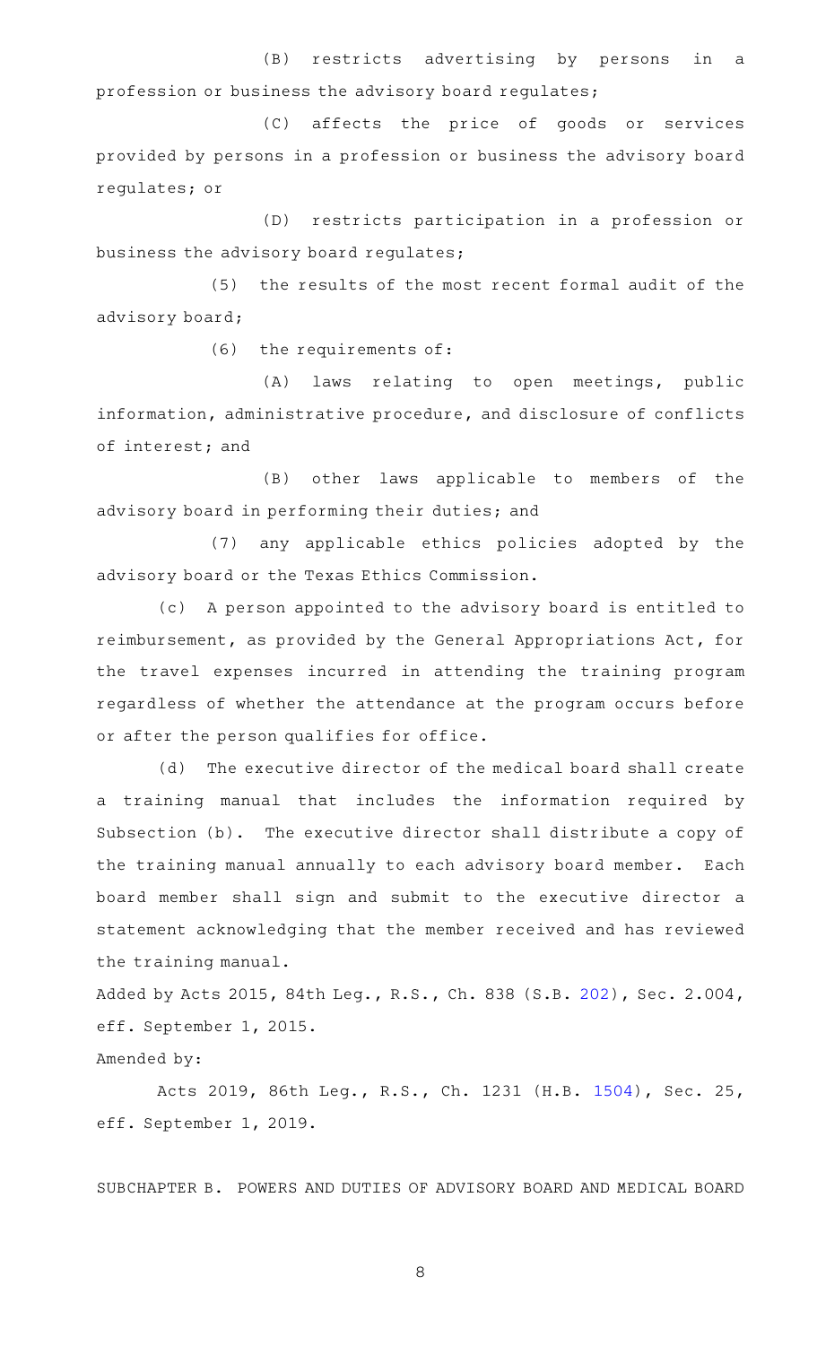(B) restricts advertising by persons in a profession or business the advisory board regulates;

(C) affects the price of goods or services provided by persons in a profession or business the advisory board regulates; or

(D) restricts participation in a profession or business the advisory board regulates;

(5) the results of the most recent formal audit of the advisory board;

(6) the requirements of:

(A) laws relating to open meetings, public information, administrative procedure, and disclosure of conflicts of interest; and

(B) other laws applicable to members of the advisory board in performing their duties; and

(7) any applicable ethics policies adopted by the advisory board or the Texas Ethics Commission.

(c) A person appointed to the advisory board is entitled to reimbursement, as provided by the General Appropriations Act, for the travel expenses incurred in attending the training program regardless of whether the attendance at the program occurs before or after the person qualifies for office.

(d) The executive director of the medical board shall create a training manual that includes the information required by Subsection (b). The executive director shall distribute a copy of the training manual annually to each advisory board member. Each board member shall sign and submit to the executive director a statement acknowledging that the member received and has reviewed the training manual.

Added by Acts 2015, 84th Leg., R.S., Ch. 838 (S.B. 202), Sec. 2.004, eff. September 1, 2015.

Amended by:

Acts 2019, 86th Leg., R.S., Ch. 1231 (H.B. 1504), Sec. 25, eff. September 1, 2019.

SUBCHAPTER B. POWERS AND DUTIES OF ADVISORY BOARD AND MEDICAL BOARD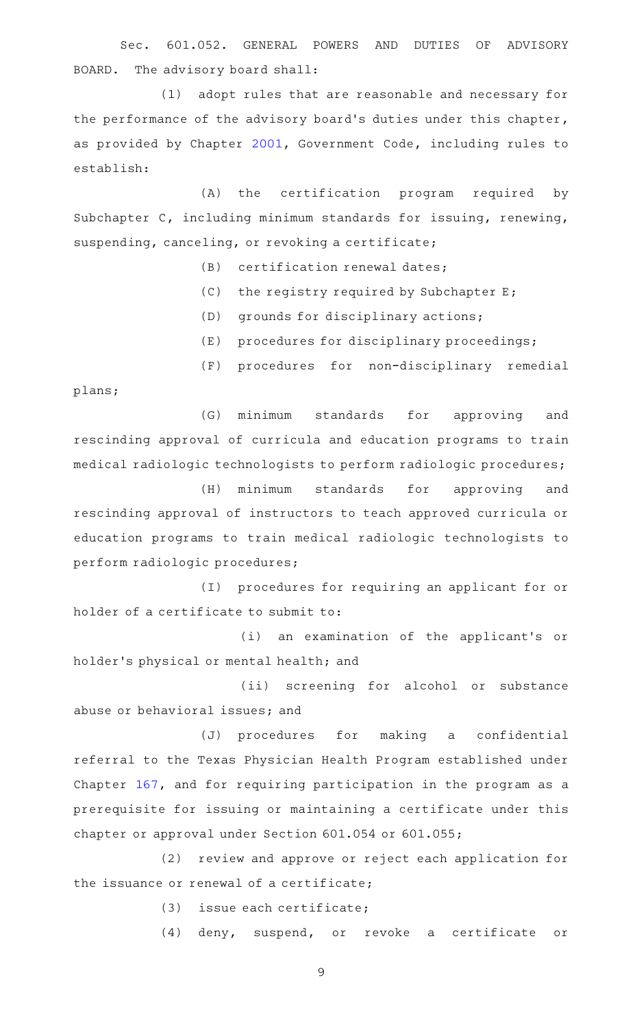Sec. 601.052. GENERAL POWERS AND DUTIES OF ADVISORY BOARD. The advisory board shall:

(1) adopt rules that are reasonable and necessary for the performance of the advisory board's duties under this chapter, as provided by Chapter 2001, Government Code, including rules to establish:

(A) the certification program required by Subchapter C, including minimum standards for issuing, renewing, suspending, canceling, or revoking a certificate;

(B) certification renewal dates;

(C) the registry required by Subchapter E;

(D) grounds for disciplinary actions;

(E) procedures for disciplinary proceedings;

(F) procedures for non-disciplinary remedial plans;

(G) minimum standards for approving and rescinding approval of curricula and education programs to train medical radiologic technologists to perform radiologic procedures;

(H) minimum standards for approving and rescinding approval of instructors to teach approved curricula or education programs to train medical radiologic technologists to perform radiologic procedures;

(I) procedures for requiring an applicant for or holder of a certificate to submit to:

(i) an examination of the applicant's or holder's physical or mental health; and

(ii) screening for alcohol or substance abuse or behavioral issues; and

(J) procedures for making a confidential referral to the Texas Physician Health Program established under Chapter 167, and for requiring participation in the program as a prerequisite for issuing or maintaining a certificate under this chapter or approval under Section 601.054 or 601.055;

(2) review and approve or reject each application for the issuance or renewal of a certificate;

(3) issue each certificate;

(4) deny, suspend, or revoke a certificate or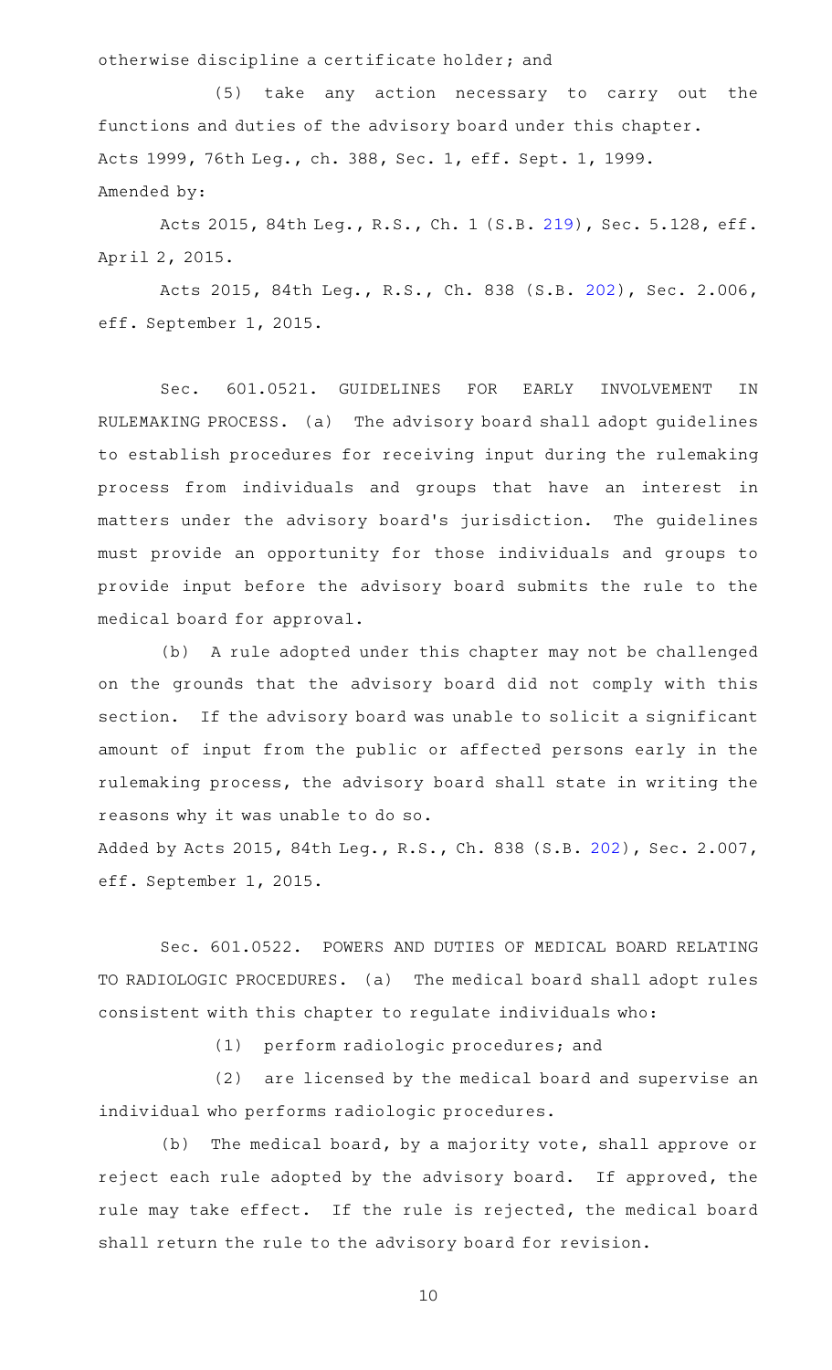otherwise discipline a certificate holder; and

(5) take any action necessary to carry out the functions and duties of the advisory board under this chapter.

Acts 1999, 76th Leg., ch. 388, Sec. 1, eff. Sept. 1, 1999.

Amended by:

Acts 2015, 84th Leg., R.S., Ch. 1 (S.B. 219), Sec. 5.128, eff. April 2, 2015.

Acts 2015, 84th Leg., R.S., Ch. 838 (S.B. 202), Sec. 2.006, eff. September 1, 2015.

Sec. 601.0521. GUIDELINES FOR EARLY INVOLVEMENT IN RULEMAKING PROCESS. (a) The advisory board shall adopt guidelines to establish procedures for receiving input during the rulemaking process from individuals and groups that have an interest in matters under the advisory board's jurisdiction. The guidelines must provide an opportunity for those individuals and groups to provide input before the advisory board submits the rule to the medical board for approval.

(b) A rule adopted under this chapter may not be challenged on the grounds that the advisory board did not comply with this section. If the advisory board was unable to solicit a significant amount of input from the public or affected persons early in the rulemaking process, the advisory board shall state in writing the reasons why it was unable to do so.

Added by Acts 2015, 84th Leg., R.S., Ch. 838 (S.B. 202), Sec. 2.007, eff. September 1, 2015.

Sec. 601.0522. POWERS AND DUTIES OF MEDICAL BOARD RELATING TO RADIOLOGIC PROCEDURES. (a) The medical board shall adopt rules consistent with this chapter to regulate individuals who:

(1) perform radiologic procedures; and

(2) are licensed by the medical board and supervise an individual who performs radiologic procedures.

(b) The medical board, by a majority vote, shall approve or reject each rule adopted by the advisory board. If approved, the rule may take effect. If the rule is rejected, the medical board shall return the rule to the advisory board for revision.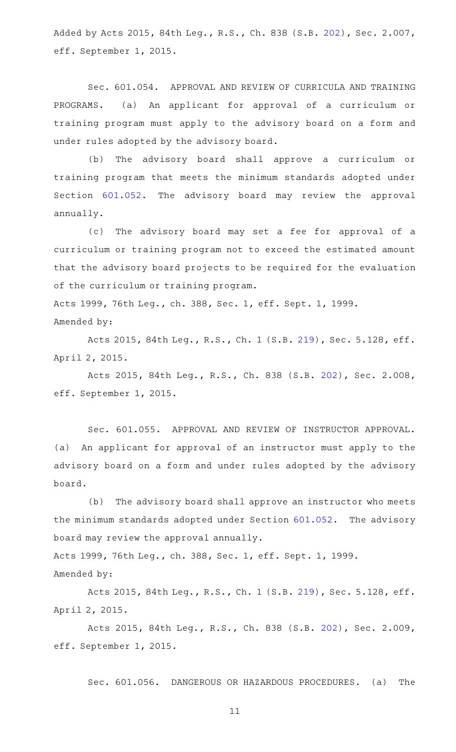Added by Acts 2015, 84th Leg., R.S., Ch. 838 (S.B. 202), Sec. 2.007, eff. September 1, 2015.

Sec. 601.054. APPROVAL AND REVIEW OF CURRICULA AND TRAINING PROGRAMS. (a) An applicant for approval of a curriculum or training program must apply to the advisory board on a form and under rules adopted by the advisory board.

(b) The advisory board shall approve a curriculum or training program that meets the minimum standards adopted under Section 601.052. The advisory board may review the approval annually.

(c) The advisory board may set a fee for approval of a curriculum or training program not to exceed the estimated amount that the advisory board projects to be required for the evaluation of the curriculum or training program.

Acts 1999, 76th Leg., ch. 388, Sec. 1, eff. Sept. 1, 1999.

Amended by:

Acts 2015, 84th Leg., R.S., Ch. 1 (S.B. 219), Sec. 5.128, eff. April 2, 2015.

Acts 2015, 84th Leg., R.S., Ch. 838 (S.B. 202), Sec. 2.008, eff. September 1, 2015.

Sec. 601.055. APPROVAL AND REVIEW OF INSTRUCTOR APPROVAL. (a) An applicant for approval of an instructor must apply to the advisory board on a form and under rules adopted by the advisory board.

(b) The advisory board shall approve an instructor who meets the minimum standards adopted under Section 601.052. The advisory board may review the approval annually.

Acts 1999, 76th Leg., ch. 388, Sec. 1, eff. Sept. 1, 1999.

Amended by:

Acts 2015, 84th Leg., R.S., Ch. 1 (S.B. 219), Sec. 5.128, eff. April 2, 2015.

Acts 2015, 84th Leg., R.S., Ch. 838 (S.B. 202), Sec. 2.009, eff. September 1, 2015.

Sec. 601.056. DANGEROUS OR HAZARDOUS PROCEDURES. (a) The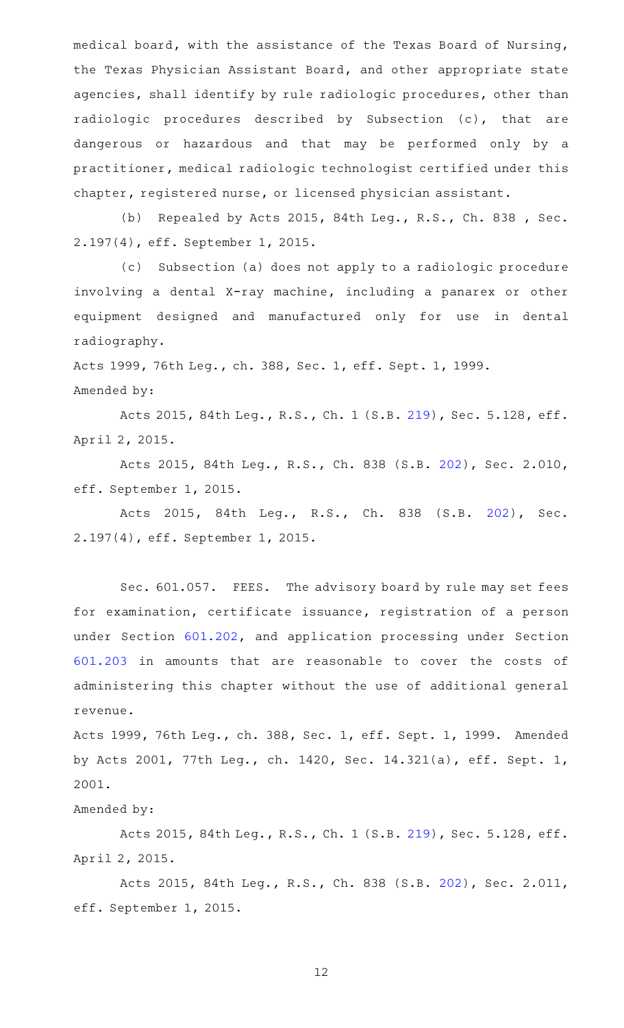medical board, with the assistance of the Texas Board of Nursing, the Texas Physician Assistant Board, and other appropriate state agencies, shall identify by rule radiologic procedures, other than radiologic procedures described by Subsection (c), that are dangerous or hazardous and that may be performed only by a practitioner, medical radiologic technologist certified under this chapter, registered nurse, or licensed physician assistant.

(b) Repealed by Acts 2015, 84th Leg., R.S., Ch. 838 , Sec. 2.197(4), eff. September 1, 2015.

(c) Subsection (a) does not apply to a radiologic procedure involving a dental X-ray machine, including a panarex or other equipment designed and manufactured only for use in dental radiography.

Acts 1999, 76th Leg., ch. 388, Sec. 1, eff. Sept. 1, 1999.
Amended by:

Acts 2015, 84th Leg., R.S., Ch. 1 (S.B. 219), Sec. 5.128, eff. April 2, 2015.

Acts 2015, 84th Leg., R.S., Ch. 838 (S.B. 202), Sec. 2.010, eff. September 1, 2015.

Acts 2015, 84th Leg., R.S., Ch. 838 (S.B. 202), Sec. 2.197(4), eff. September 1, 2015.

Sec. 601.057. FEES. The advisory board by rule may set fees for examination, certificate issuance, registration of a person under Section 601.202, and application processing under Section 601.203 in amounts that are reasonable to cover the costs of administering this chapter without the use of additional general revenue.

Acts 1999, 76th Leg., ch. 388, Sec. 1, eff. Sept. 1, 1999. Amended by Acts 2001, 77th Leg., ch. 1420, Sec. 14.321(a), eff. Sept. 1, 2001.

Amended by:

Acts 2015, 84th Leg., R.S., Ch. 1 (S.B. 219), Sec. 5.128, eff. April 2, 2015.

Acts 2015, 84th Leg., R.S., Ch. 838 (S.B. 202), Sec. 2.011, eff. September 1, 2015.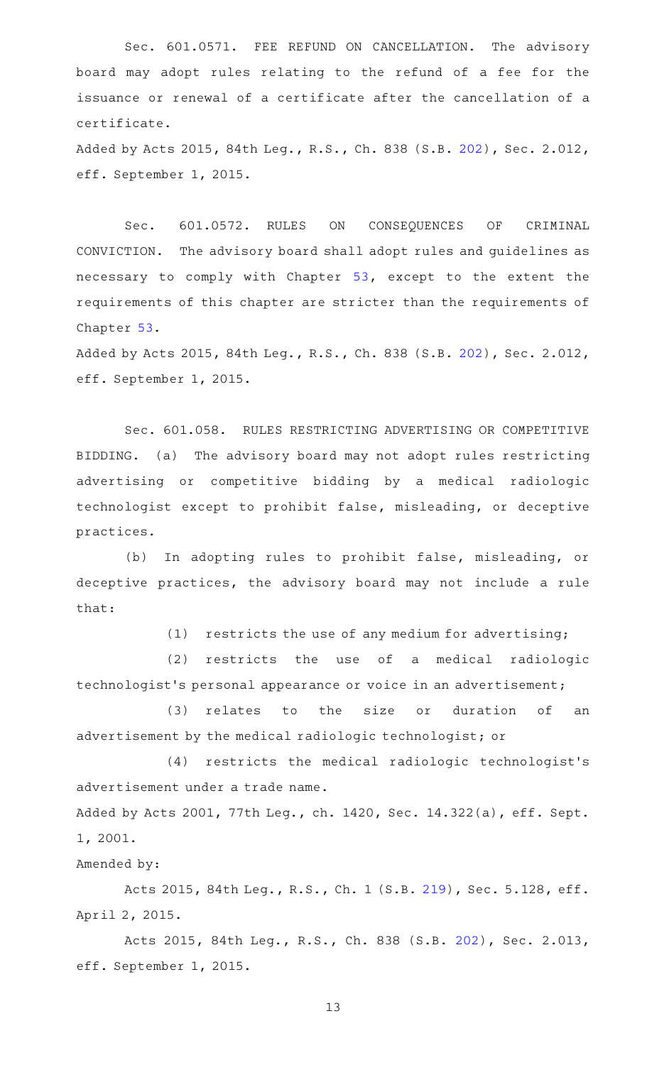Sec. 601.0571. FEE REFUND ON CANCELLATION. The advisory board may adopt rules relating to the refund of a fee for the issuance or renewal of a certificate after the cancellation of a certificate.

Added by Acts 2015, 84th Leg., R.S., Ch. 838 (S.B. 202), Sec. 2.012, eff. September 1, 2015.

Sec. 601.0572. RULES ON CONSEQUENCES OF CRIMINAL CONVICTION. The advisory board shall adopt rules and guidelines as necessary to comply with Chapter 53, except to the extent the requirements of this chapter are stricter than the requirements of Chapter 53.

Added by Acts 2015, 84th Leg., R.S., Ch. 838 (S.B. 202), Sec. 2.012, eff. September 1, 2015.

Sec. 601.058. RULES RESTRICTING ADVERTISING OR COMPETITIVE BIDDING. (a) The advisory board may not adopt rules restricting advertising or competitive bidding by a medical radiologic technologist except to prohibit false, misleading, or deceptive practices.

(b) In adopting rules to prohibit false, misleading, or deceptive practices, the advisory board may not include a rule that:

(1) restricts the use of any medium for advertising;

(2) restricts the use of a medical radiologic technologist's personal appearance or voice in an advertisement;

(3) relates to the size or duration of an advertisement by the medical radiologic technologist; or

(4) restricts the medical radiologic technologist's advertisement under a trade name.

Added by Acts 2001, 77th Leg., ch. 1420, Sec. 14.322(a), eff. Sept. 1, 2001.

Amended by:

Acts 2015, 84th Leg., R.S., Ch. 1 (S.B. 219), Sec. 5.128, eff. April 2, 2015.

Acts 2015, 84th Leg., R.S., Ch. 838 (S.B. 202), Sec. 2.013, eff. September 1, 2015.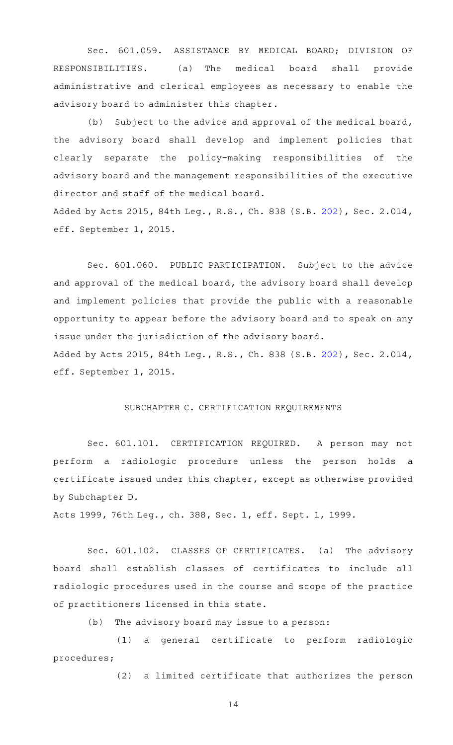Sec. 601.059. ASSISTANCE BY MEDICAL BOARD; DIVISION OF RESPONSIBILITIES. (a) The medical board shall provide administrative and clerical employees as necessary to enable the advisory board to administer this chapter.

(b) Subject to the advice and approval of the medical board, the advisory board shall develop and implement policies that clearly separate the policy-making responsibilities of the advisory board and the management responsibilities of the executive director and staff of the medical board.

Added by Acts 2015, 84th Leg., R.S., Ch. 838 (S.B. 202), Sec. 2.014, eff. September 1, 2015.

Sec. 601.060. PUBLIC PARTICIPATION. Subject to the advice and approval of the medical board, the advisory board shall develop and implement policies that provide the public with a reasonable opportunity to appear before the advisory board and to speak on any issue under the jurisdiction of the advisory board.

Added by Acts 2015, 84th Leg., R.S., Ch. 838 (S.B. 202), Sec. 2.014, eff. September 1, 2015.

## SUBCHAPTER C. CERTIFICATION REQUIREMENTS

Sec. 601.101. CERTIFICATION REQUIRED. A person may not perform a radiologic procedure unless the person holds a certificate issued under this chapter, except as otherwise provided by Subchapter D.

Acts 1999, 76th Leg., ch. 388, Sec. 1, eff. Sept. 1, 1999.

Sec. 601.102. CLASSES OF CERTIFICATES. (a) The advisory board shall establish classes of certificates to include all radiologic procedures used in the course and scope of the practice of practitioners licensed in this state.

(b) The advisory board may issue to a person:

(1) a general certificate to perform radiologic procedures;

(2) a limited certificate that authorizes the person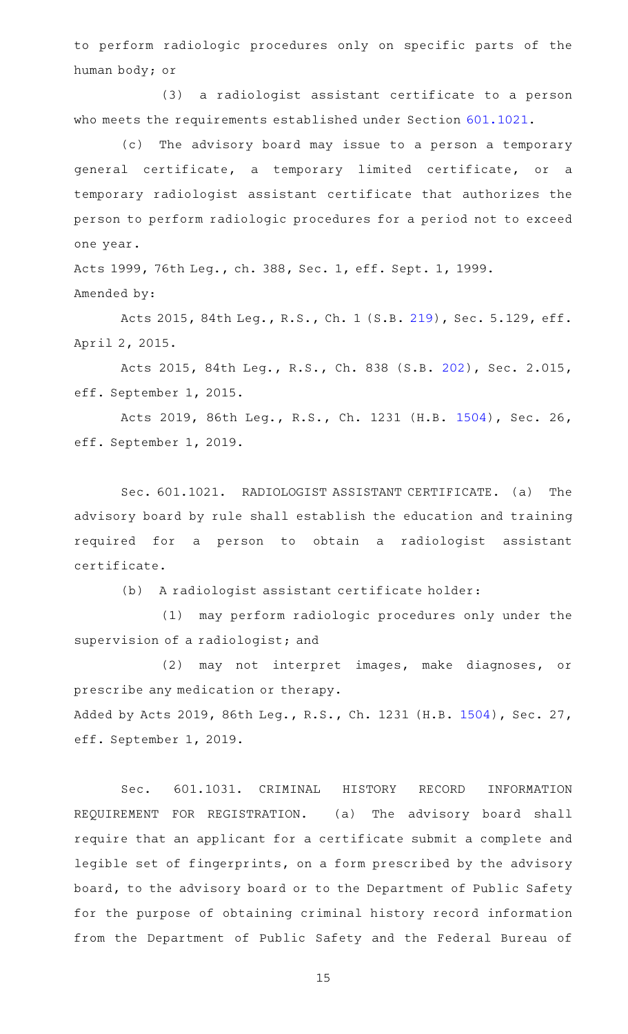to perform radiologic procedures only on specific parts of the human body; or

(3) a radiologist assistant certificate to a person who meets the requirements established under Section 601.1021.

(c) The advisory board may issue to a person a temporary general certificate, a temporary limited certificate, or a temporary radiologist assistant certificate that authorizes the person to perform radiologic procedures for a period not to exceed one year.

Acts 1999, 76th Leg., ch. 388, Sec. 1, eff. Sept. 1, 1999.

Amended by:

Acts 2015, 84th Leg., R.S., Ch. 1 (S.B. 219), Sec. 5.129, eff. April 2, 2015.

Acts 2015, 84th Leg., R.S., Ch. 838 (S.B. 202), Sec. 2.015, eff. September 1, 2015.

Acts 2019, 86th Leg., R.S., Ch. 1231 (H.B. 1504), Sec. 26, eff. September 1, 2019.

Sec. 601.1021. RADIOLOGIST ASSISTANT CERTIFICATE. (a) The advisory board by rule shall establish the education and training required for a person to obtain a radiologist assistant certificate.

(b) A radiologist assistant certificate holder:

(1) may perform radiologic procedures only under the supervision of a radiologist; and

(2) may not interpret images, make diagnoses, or prescribe any medication or therapy.

Added by Acts 2019, 86th Leg., R.S., Ch. 1231 (H.B. 1504), Sec. 27, eff. September 1, 2019.

Sec. 601.1031. CRIMINAL HISTORY RECORD INFORMATION REQUIREMENT FOR REGISTRATION. (a) The advisory board shall require that an applicant for a certificate submit a complete and legible set of fingerprints, on a form prescribed by the advisory board, to the advisory board or to the Department of Public Safety for the purpose of obtaining criminal history record information from the Department of Public Safety and the Federal Bureau of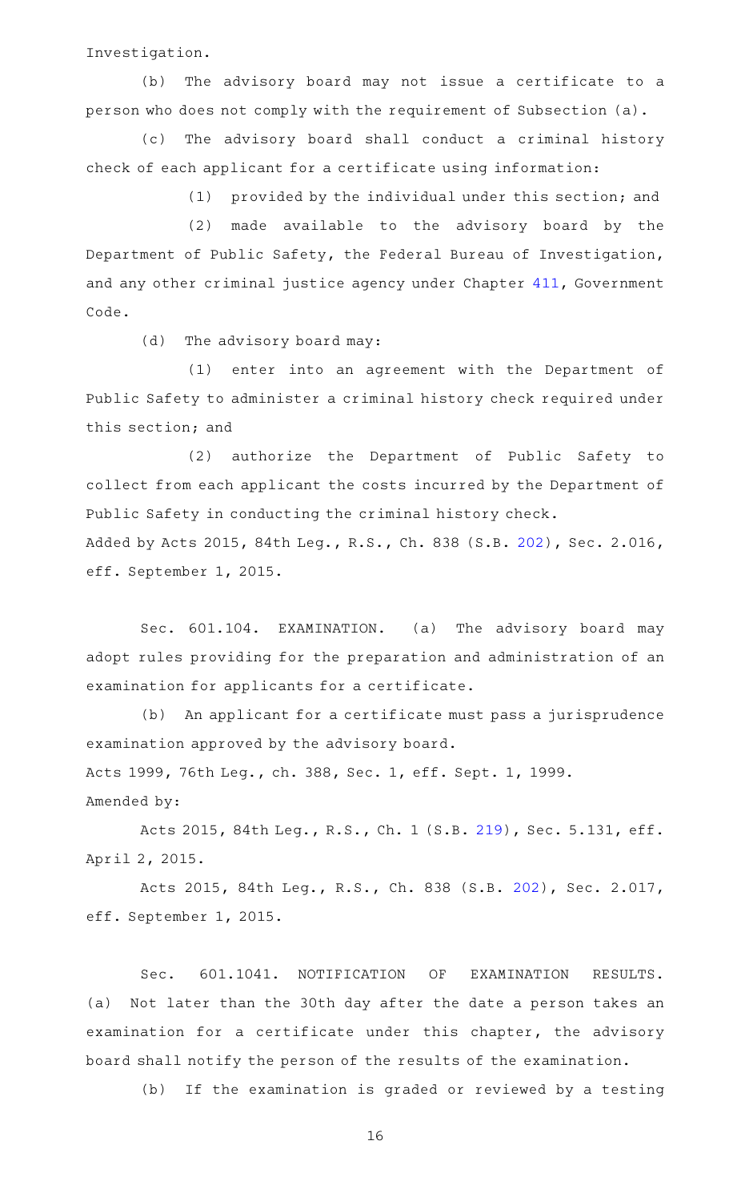Investigation.

(b) The advisory board may not issue a certificate to a person who does not comply with the requirement of Subsection (a).

(c) The advisory board shall conduct a criminal history check of each applicant for a certificate using information:

(1) provided by the individual under this section; and

(2) made available to the advisory board by the Department of Public Safety, the Federal Bureau of Investigation, and any other criminal justice agency under Chapter 411, Government Code.

(d) The advisory board may:

(1) enter into an agreement with the Department of Public Safety to administer a criminal history check required under this section; and

(2) authorize the Department of Public Safety to collect from each applicant the costs incurred by the Department of Public Safety in conducting the criminal history check.

Added by Acts 2015, 84th Leg., R.S., Ch. 838 (S.B. 202), Sec. 2.016, eff. September 1, 2015.

Sec. 601.104. EXAMINATION. (a) The advisory board may adopt rules providing for the preparation and administration of an examination for applicants for a certificate.

(b) An applicant for a certificate must pass a jurisprudence examination approved by the advisory board.

Acts 1999, 76th Leg., ch. 388, Sec. 1, eff. Sept. 1, 1999.

Amended by:

Acts 2015, 84th Leg., R.S., Ch. 1 (S.B. 219), Sec. 5.131, eff. April 2, 2015.

Acts 2015, 84th Leg., R.S., Ch. 838 (S.B. 202), Sec. 2.017, eff. September 1, 2015.

Sec. 601.1041. NOTIFICATION OF EXAMINATION RESULTS. (a) Not later than the 30th day after the date a person takes an examination for a certificate under this chapter, the advisory board shall notify the person of the results of the examination.

(b) If the examination is graded or reviewed by a testing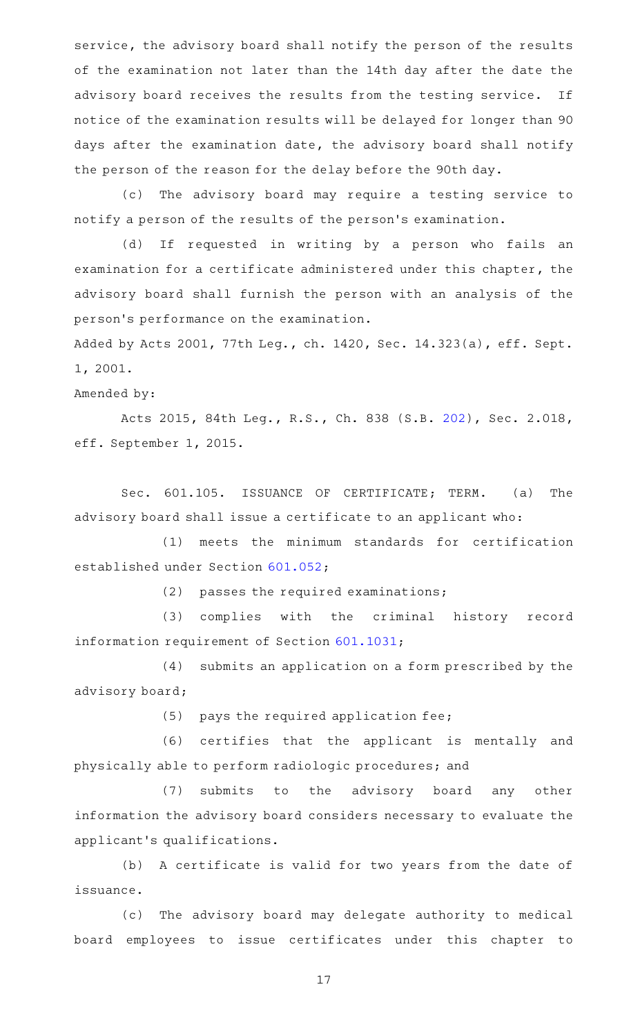service, the advisory board shall notify the person of the results of the examination not later than the 14th day after the date the advisory board receives the results from the testing service. If notice of the examination results will be delayed for longer than 90 days after the examination date, the advisory board shall notify the person of the reason for the delay before the 90th day.

(c) The advisory board may require a testing service to notify a person of the results of the person's examination.

(d) If requested in writing by a person who fails an examination for a certificate administered under this chapter, the advisory board shall furnish the person with an analysis of the person's performance on the examination.

Added by Acts 2001, 77th Leg., ch. 1420, Sec. 14.323(a), eff. Sept. 1, 2001.

Amended by:

Acts 2015, 84th Leg., R.S., Ch. 838 (S.B. 202), Sec. 2.018, eff. September 1, 2015.

Sec. 601.105. ISSUANCE OF CERTIFICATE; TERM. (a) The advisory board shall issue a certificate to an applicant who:

(1) meets the minimum standards for certification established under Section 601.052;

(2) passes the required examinations;

(3) complies with the criminal history record information requirement of Section 601.1031;

(4) submits an application on a form prescribed by the advisory board;

(5) pays the required application fee;

(6) certifies that the applicant is mentally and physically able to perform radiologic procedures; and

(7) submits to the advisory board any other information the advisory board considers necessary to evaluate the applicant's qualifications.

(b) A certificate is valid for two years from the date of issuance.

(c) The advisory board may delegate authority to medical board employees to issue certificates under this chapter to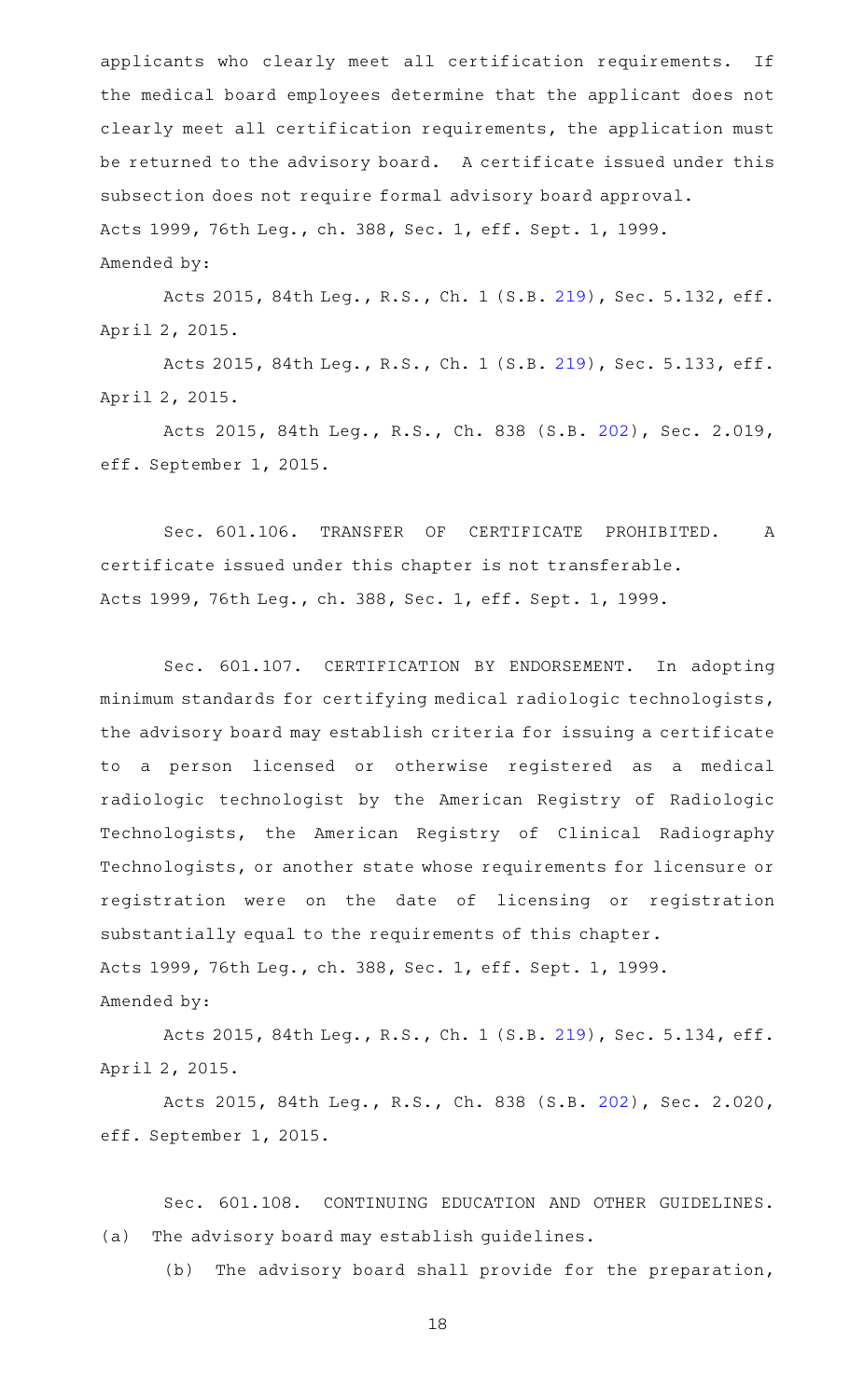applicants who clearly meet all certification requirements. If the medical board employees determine that the applicant does not clearly meet all certification requirements, the application must be returned to the advisory board. A certificate issued under this subsection does not require formal advisory board approval.

Acts 1999, 76th Leg., ch. 388, Sec. 1, eff. Sept. 1, 1999.

Amended by:

Acts 2015, 84th Leg., R.S., Ch. 1 (S.B. 219), Sec. 5.132, eff. April 2, 2015.

Acts 2015, 84th Leg., R.S., Ch. 1 (S.B. 219), Sec. 5.133, eff. April 2, 2015.

Acts 2015, 84th Leg., R.S., Ch. 838 (S.B. 202), Sec. 2.019, eff. September 1, 2015.

Sec. 601.106. TRANSFER OF CERTIFICATE PROHIBITED. A certificate issued under this chapter is not transferable.

Acts 1999, 76th Leg., ch. 388, Sec. 1, eff. Sept. 1, 1999.

Sec. 601.107. CERTIFICATION BY ENDORSEMENT. In adopting minimum standards for certifying medical radiologic technologists, the advisory board may establish criteria for issuing a certificate to a person licensed or otherwise registered as a medical radiologic technologist by the American Registry of Radiologic Technologists, the American Registry of Clinical Radiography Technologists, or another state whose requirements for licensure or registration were on the date of licensing or registration substantially equal to the requirements of this chapter.

Acts 1999, 76th Leg., ch. 388, Sec. 1, eff. Sept. 1, 1999.

Amended by:

Acts 2015, 84th Leg., R.S., Ch. 1 (S.B. 219), Sec. 5.134, eff. April 2, 2015.

Acts 2015, 84th Leg., R.S., Ch. 838 (S.B. 202), Sec. 2.020, eff. September 1, 2015.

Sec. 601.108. CONTINUING EDUCATION AND OTHER GUIDELINES. (a) The advisory board may establish guidelines.

(b) The advisory board shall provide for the preparation,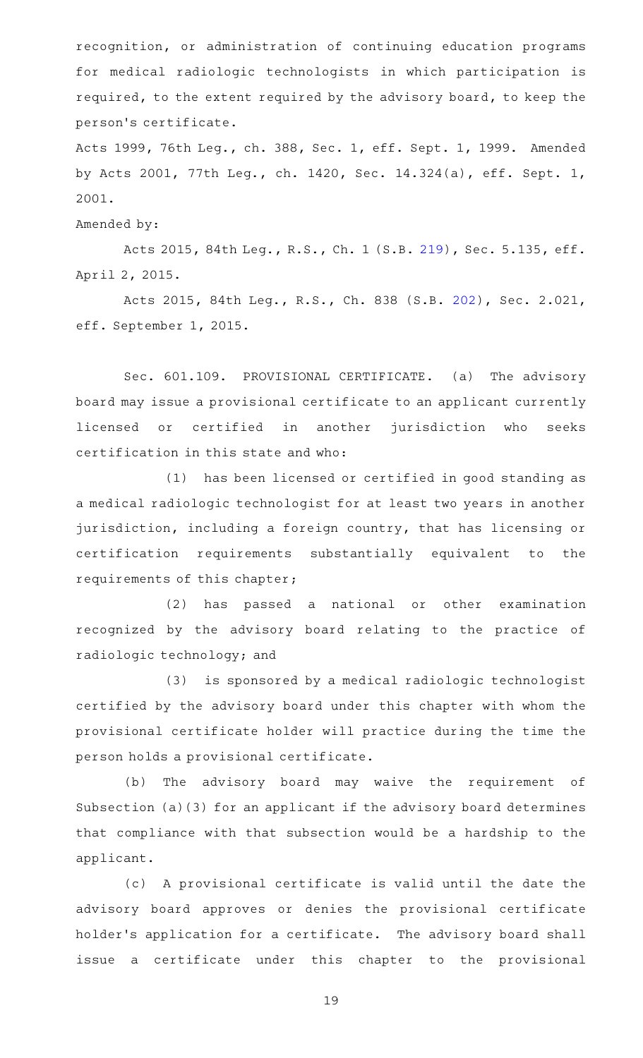recognition, or administration of continuing education programs for medical radiologic technologists in which participation is required, to the extent required by the advisory board, to keep the person's certificate.

Acts 1999, 76th Leg., ch. 388, Sec. 1, eff. Sept. 1, 1999. Amended by Acts 2001, 77th Leg., ch. 1420, Sec. 14.324(a), eff. Sept. 1, 2001.

Amended by:

Acts 2015, 84th Leg., R.S., Ch. 1 (S.B. 219), Sec. 5.135, eff. April 2, 2015.

Acts 2015, 84th Leg., R.S., Ch. 838 (S.B. 202), Sec. 2.021, eff. September 1, 2015.

Sec. 601.109. PROVISIONAL CERTIFICATE. (a) The advisory board may issue a provisional certificate to an applicant currently licensed or certified in another jurisdiction who seeks certification in this state and who:

(1) has been licensed or certified in good standing as a medical radiologic technologist for at least two years in another jurisdiction, including a foreign country, that has licensing or certification requirements substantially equivalent to the requirements of this chapter;

(2) has passed a national or other examination recognized by the advisory board relating to the practice of radiologic technology; and

(3) is sponsored by a medical radiologic technologist certified by the advisory board under this chapter with whom the provisional certificate holder will practice during the time the person holds a provisional certificate.

(b) The advisory board may waive the requirement of Subsection (a)(3) for an applicant if the advisory board determines that compliance with that subsection would be a hardship to the applicant.

(c) A provisional certificate is valid until the date the advisory board approves or denies the provisional certificate holder's application for a certificate. The advisory board shall issue a certificate under this chapter to the provisional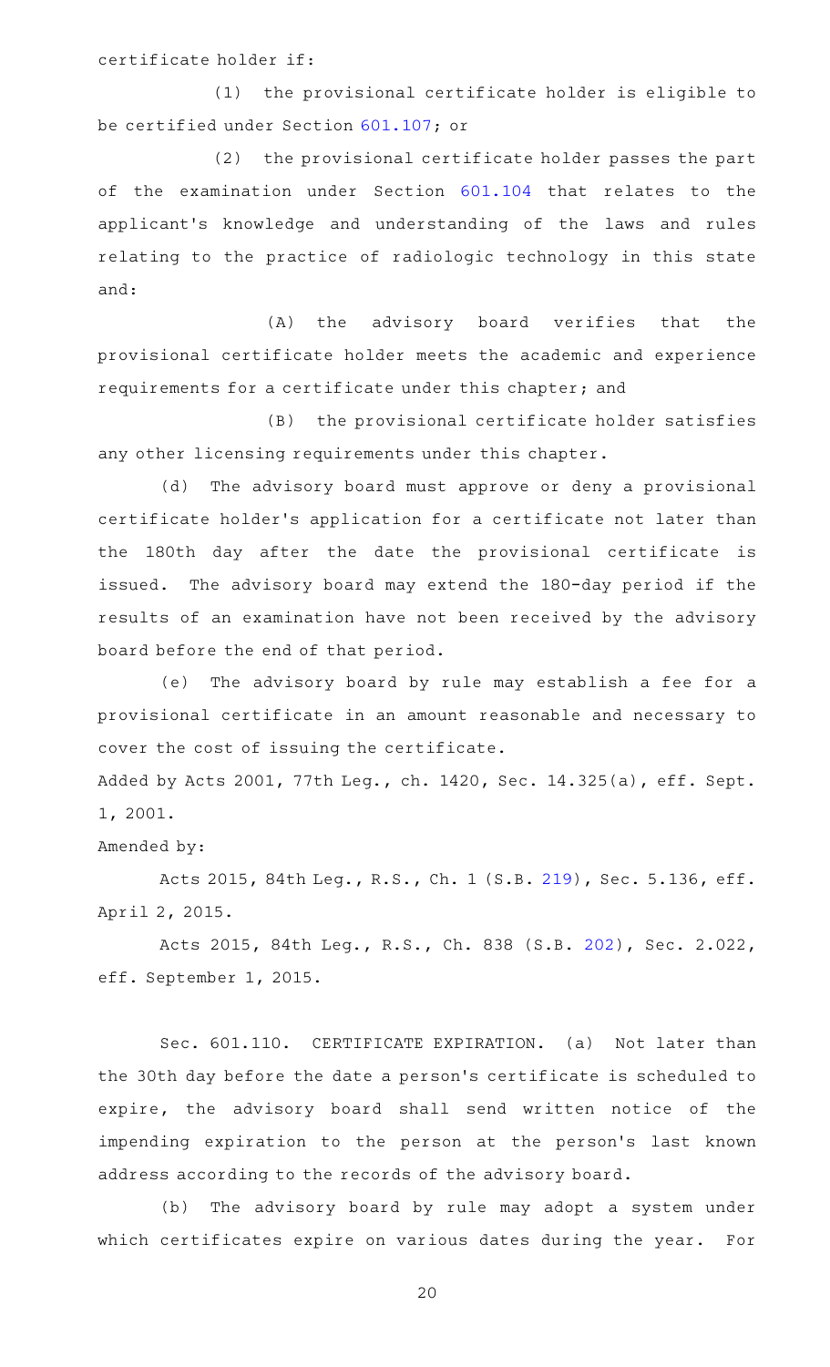certificate holder if:

(1) the provisional certificate holder is eligible to be certified under Section 601.107; or

(2) the provisional certificate holder passes the part of the examination under Section 601.104 that relates to the applicant's knowledge and understanding of the laws and rules relating to the practice of radiologic technology in this state and:

(A) the advisory board verifies that the provisional certificate holder meets the academic and experience requirements for a certificate under this chapter; and

(B) the provisional certificate holder satisfies any other licensing requirements under this chapter.

(d) The advisory board must approve or deny a provisional certificate holder's application for a certificate not later than the 180th day after the date the provisional certificate is issued. The advisory board may extend the 180-day period if the results of an examination have not been received by the advisory board before the end of that period.

(e) The advisory board by rule may establish a fee for a provisional certificate in an amount reasonable and necessary to cover the cost of issuing the certificate.

Added by Acts 2001, 77th Leg., ch. 1420, Sec. 14.325(a), eff. Sept. 1, 2001.

Amended by:

Acts 2015, 84th Leg., R.S., Ch. 1 (S.B. 219), Sec. 5.136, eff. April 2, 2015.

Acts 2015, 84th Leg., R.S., Ch. 838 (S.B. 202), Sec. 2.022, eff. September 1, 2015.

Sec. 601.110. CERTIFICATE EXPIRATION. (a) Not later than the 30th day before the date a person's certificate is scheduled to expire, the advisory board shall send written notice of the impending expiration to the person at the person's last known address according to the records of the advisory board.

(b) The advisory board by rule may adopt a system under which certificates expire on various dates during the year. For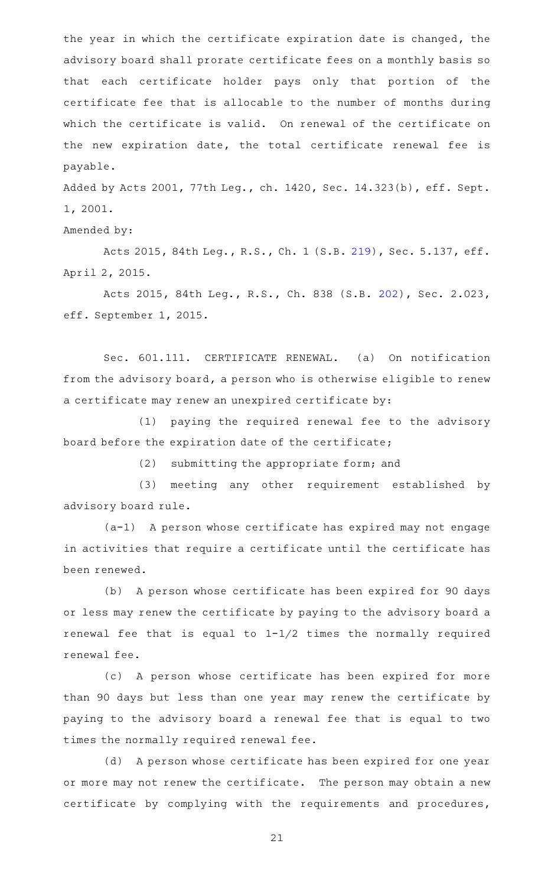the year in which the certificate expiration date is changed, the advisory board shall prorate certificate fees on a monthly basis so that each certificate holder pays only that portion of the certificate fee that is allocable to the number of months during which the certificate is valid. On renewal of the certificate on the new expiration date, the total certificate renewal fee is payable.

Added by Acts 2001, 77th Leg., ch. 1420, Sec. 14.323(b), eff. Sept. 1, 2001.

Amended by:

Acts 2015, 84th Leg., R.S., Ch. 1 (S.B. 219), Sec. 5.137, eff. April 2, 2015.

Acts 2015, 84th Leg., R.S., Ch. 838 (S.B. 202), Sec. 2.023, eff. September 1, 2015.

Sec. 601.111. CERTIFICATE RENEWAL. (a) On notification from the advisory board, a person who is otherwise eligible to renew a certificate may renew an unexpired certificate by:

(1) paying the required renewal fee to the advisory board before the expiration date of the certificate;

(2) submitting the appropriate form; and

(3) meeting any other requirement established by advisory board rule.

(a-1) A person whose certificate has expired may not engage in activities that require a certificate until the certificate has been renewed.

(b) A person whose certificate has been expired for 90 days or less may renew the certificate by paying to the advisory board a renewal fee that is equal to 1-1/2 times the normally required renewal fee.

(c) A person whose certificate has been expired for more than 90 days but less than one year may renew the certificate by paying to the advisory board a renewal fee that is equal to two times the normally required renewal fee.

(d) A person whose certificate has been expired for one year or more may not renew the certificate. The person may obtain a new certificate by complying with the requirements and procedures,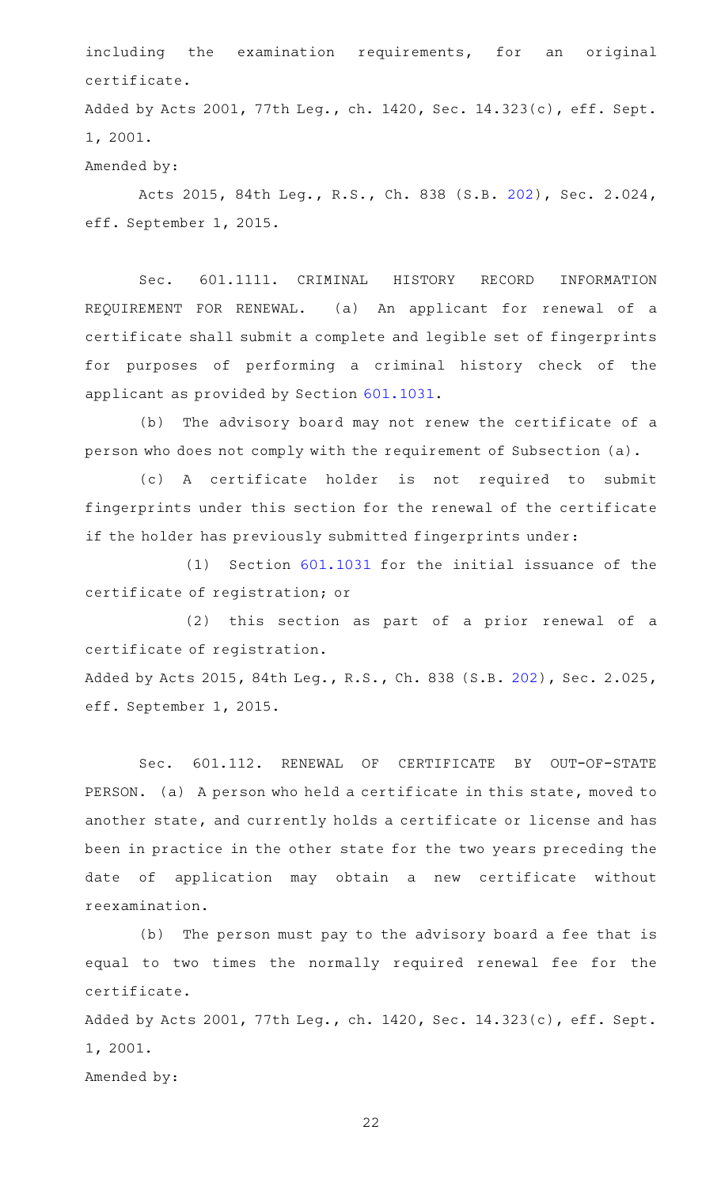including the examination requirements, for an original certificate.

Added by Acts 2001, 77th Leg., ch. 1420, Sec. 14.323(c), eff. Sept. 1, 2001.

Amended by:

Acts 2015, 84th Leg., R.S., Ch. 838 (S.B. 202), Sec. 2.024, eff. September 1, 2015.

Sec. 601.1111. CRIMINAL HISTORY RECORD INFORMATION REQUIREMENT FOR RENEWAL. (a) An applicant for renewal of a certificate shall submit a complete and legible set of fingerprints for purposes of performing a criminal history check of the applicant as provided by Section 601.1031.

(b) The advisory board may not renew the certificate of a person who does not comply with the requirement of Subsection (a).

(c) A certificate holder is not required to submit fingerprints under this section for the renewal of the certificate if the holder has previously submitted fingerprints under:

(1) Section 601.1031 for the initial issuance of the certificate of registration; or

(2) this section as part of a prior renewal of a certificate of registration.

Added by Acts 2015, 84th Leg., R.S., Ch. 838 (S.B. 202), Sec. 2.025, eff. September 1, 2015.

Sec. 601.112. RENEWAL OF CERTIFICATE BY OUT-OF-STATE PERSON. (a) A person who held a certificate in this state, moved to another state, and currently holds a certificate or license and has been in practice in the other state for the two years preceding the date of application may obtain a new certificate without reexamination.

(b) The person must pay to the advisory board a fee that is equal to two times the normally required renewal fee for the certificate.

Added by Acts 2001, 77th Leg., ch. 1420, Sec. 14.323(c), eff. Sept. 1, 2001.

Amended by: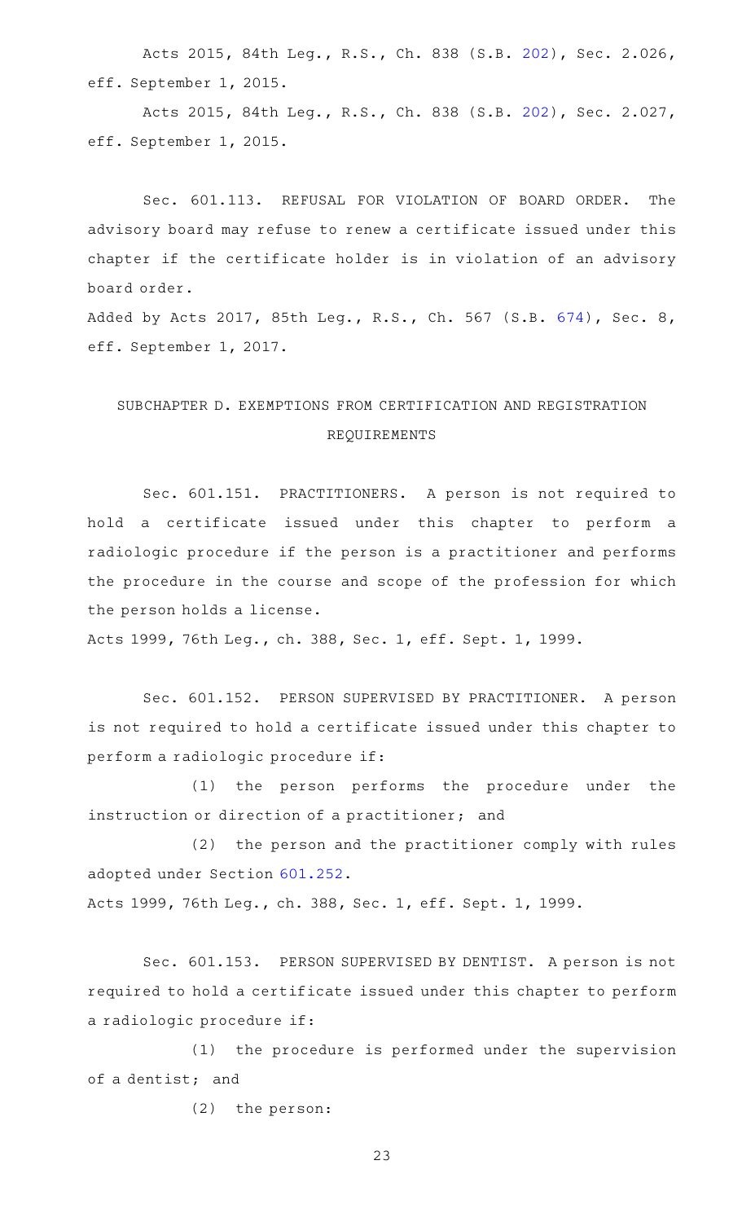Acts 2015, 84th Leg., R.S., Ch. 838 (S.B. 202), Sec. 2.026, eff. September 1, 2015.

Acts 2015, 84th Leg., R.S., Ch. 838 (S.B. 202), Sec. 2.027, eff. September 1, 2015.

Sec. 601.113. REFUSAL FOR VIOLATION OF BOARD ORDER. The advisory board may refuse to renew a certificate issued under this chapter if the certificate holder is in violation of an advisory board order.

Added by Acts 2017, 85th Leg., R.S., Ch. 567 (S.B. 674), Sec. 8, eff. September 1, 2017.

## SUBCHAPTER D. EXEMPTIONS FROM CERTIFICATION AND REGISTRATION REQUIREMENTS

Sec. 601.151. PRACTITIONERS. A person is not required to hold a certificate issued under this chapter to perform a radiologic procedure if the person is a practitioner and performs the procedure in the course and scope of the profession for which the person holds a license.

Acts 1999, 76th Leg., ch. 388, Sec. 1, eff. Sept. 1, 1999.

Sec. 601.152. PERSON SUPERVISED BY PRACTITIONER. A person is not required to hold a certificate issued under this chapter to perform a radiologic procedure if:

(1) the person performs the procedure under the instruction or direction of a practitioner; and

(2) the person and the practitioner comply with rules adopted under Section 601.252.

Acts 1999, 76th Leg., ch. 388, Sec. 1, eff. Sept. 1, 1999.

Sec. 601.153. PERSON SUPERVISED BY DENTIST. A person is not required to hold a certificate issued under this chapter to perform a radiologic procedure if:

(1) the procedure is performed under the supervision of a dentist; and

(2) the person: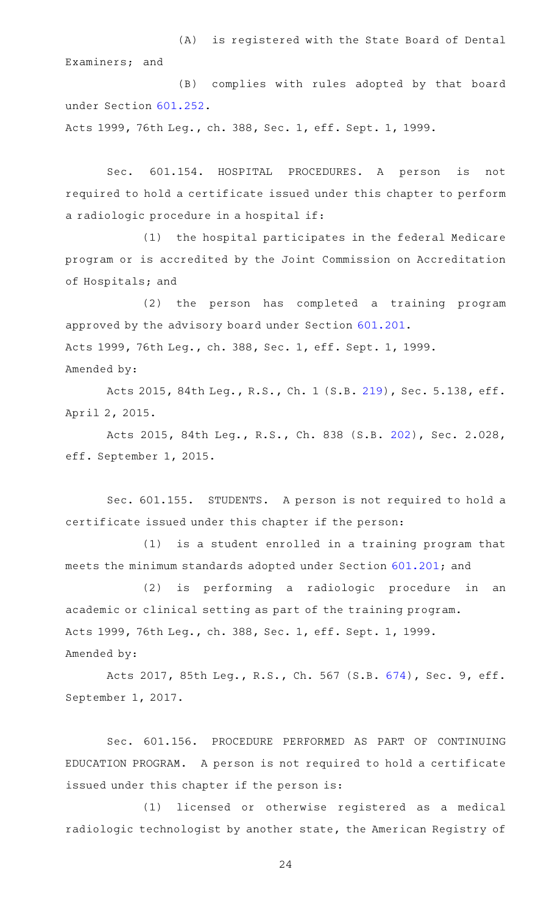(A) is registered with the State Board of Dental Examiners; and

(B) complies with rules adopted by that board under Section 601.252.

Acts 1999, 76th Leg., ch. 388, Sec. 1, eff. Sept. 1, 1999.

Sec. 601.154. HOSPITAL PROCEDURES. A person is not required to hold a certificate issued under this chapter to perform a radiologic procedure in a hospital if:

(1) the hospital participates in the federal Medicare program or is accredited by the Joint Commission on Accreditation of Hospitals; and

(2) the person has completed a training program approved by the advisory board under Section 601.201.

Acts 1999, 76th Leg., ch. 388, Sec. 1, eff. Sept. 1, 1999.
Amended by:

Acts 2015, 84th Leg., R.S., Ch. 1 (S.B. 219), Sec. 5.138, eff. April 2, 2015.

Acts 2015, 84th Leg., R.S., Ch. 838 (S.B. 202), Sec. 2.028, eff. September 1, 2015.

Sec. 601.155. STUDENTS. A person is not required to hold a certificate issued under this chapter if the person:

(1) is a student enrolled in a training program that meets the minimum standards adopted under Section 601.201; and

(2) is performing a radiologic procedure in an academic or clinical setting as part of the training program.

Acts 1999, 76th Leg., ch. 388, Sec. 1, eff. Sept. 1, 1999.
Amended by:

Acts 2017, 85th Leg., R.S., Ch. 567 (S.B. 674), Sec. 9, eff. September 1, 2017.

Sec. 601.156. PROCEDURE PERFORMED AS PART OF CONTINUING EDUCATION PROGRAM. A person is not required to hold a certificate issued under this chapter if the person is:

(1) licensed or otherwise registered as a medical radiologic technologist by another state, the American Registry of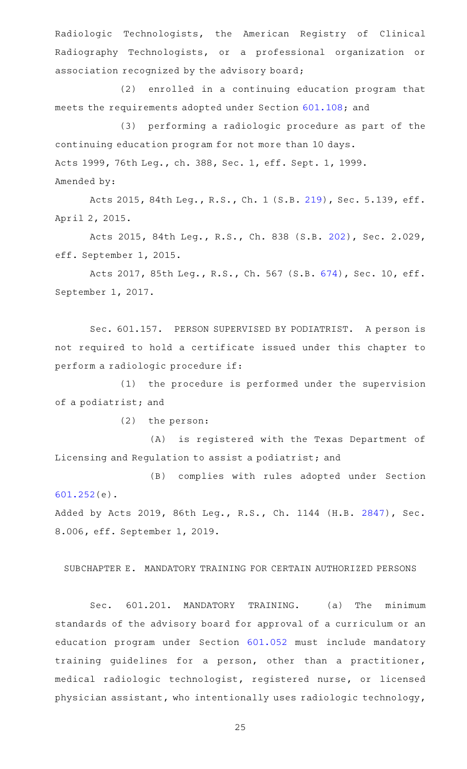Radiologic Technologists, the American Registry of Clinical Radiography Technologists, or a professional organization or association recognized by the advisory board;

(2) enrolled in a continuing education program that meets the requirements adopted under Section 601.108; and

(3) performing a radiologic procedure as part of the continuing education program for not more than 10 days.

Acts 1999, 76th Leg., ch. 388, Sec. 1, eff. Sept. 1, 1999.

Amended by:

Acts 2015, 84th Leg., R.S., Ch. 1 (S.B. 219), Sec. 5.139, eff. April 2, 2015.

Acts 2015, 84th Leg., R.S., Ch. 838 (S.B. 202), Sec. 2.029, eff. September 1, 2015.

Acts 2017, 85th Leg., R.S., Ch. 567 (S.B. 674), Sec. 10, eff. September 1, 2017.

Sec. 601.157. PERSON SUPERVISED BY PODIATRIST. A person is not required to hold a certificate issued under this chapter to perform a radiologic procedure if:

(1) the procedure is performed under the supervision of a podiatrist; and

(2) the person:

(A) is registered with the Texas Department of Licensing and Regulation to assist a podiatrist; and

(B) complies with rules adopted under Section 601.252(e).

Added by Acts 2019, 86th Leg., R.S., Ch. 1144 (H.B. 2847), Sec. 8.006, eff. September 1, 2019.

SUBCHAPTER E. MANDATORY TRAINING FOR CERTAIN AUTHORIZED PERSONS

Sec. 601.201. MANDATORY TRAINING. (a) The minimum standards of the advisory board for approval of a curriculum or an education program under Section 601.052 must include mandatory training guidelines for a person, other than a practitioner, medical radiologic technologist, registered nurse, or licensed physician assistant, who intentionally uses radiologic technology,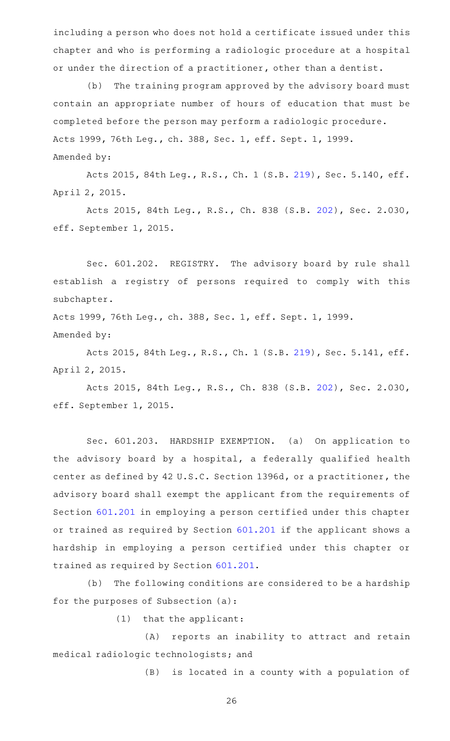including a person who does not hold a certificate issued under this chapter and who is performing a radiologic procedure at a hospital or under the direction of a practitioner, other than a dentist.

(b) The training program approved by the advisory board must contain an appropriate number of hours of education that must be completed before the person may perform a radiologic procedure.

Acts 1999, 76th Leg., ch. 388, Sec. 1, eff. Sept. 1, 1999.

Amended by:

Acts 2015, 84th Leg., R.S., Ch. 1 (S.B. 219), Sec. 5.140, eff. April 2, 2015.

Acts 2015, 84th Leg., R.S., Ch. 838 (S.B. 202), Sec. 2.030, eff. September 1, 2015.

Sec. 601.202. REGISTRY. The advisory board by rule shall establish a registry of persons required to comply with this subchapter.

Acts 1999, 76th Leg., ch. 388, Sec. 1, eff. Sept. 1, 1999.

Amended by:

Acts 2015, 84th Leg., R.S., Ch. 1 (S.B. 219), Sec. 5.141, eff. April 2, 2015.

Acts 2015, 84th Leg., R.S., Ch. 838 (S.B. 202), Sec. 2.030, eff. September 1, 2015.

Sec. 601.203. HARDSHIP EXEMPTION. (a) On application to the advisory board by a hospital, a federally qualified health center as defined by 42 U.S.C. Section 1396d, or a practitioner, the advisory board shall exempt the applicant from the requirements of Section 601.201 in employing a person certified under this chapter or trained as required by Section 601.201 if the applicant shows a hardship in employing a person certified under this chapter or trained as required by Section 601.201.

(b) The following conditions are considered to be a hardship for the purposes of Subsection (a):

(1) that the applicant:

(A) reports an inability to attract and retain medical radiologic technologists; and

(B) is located in a county with a population of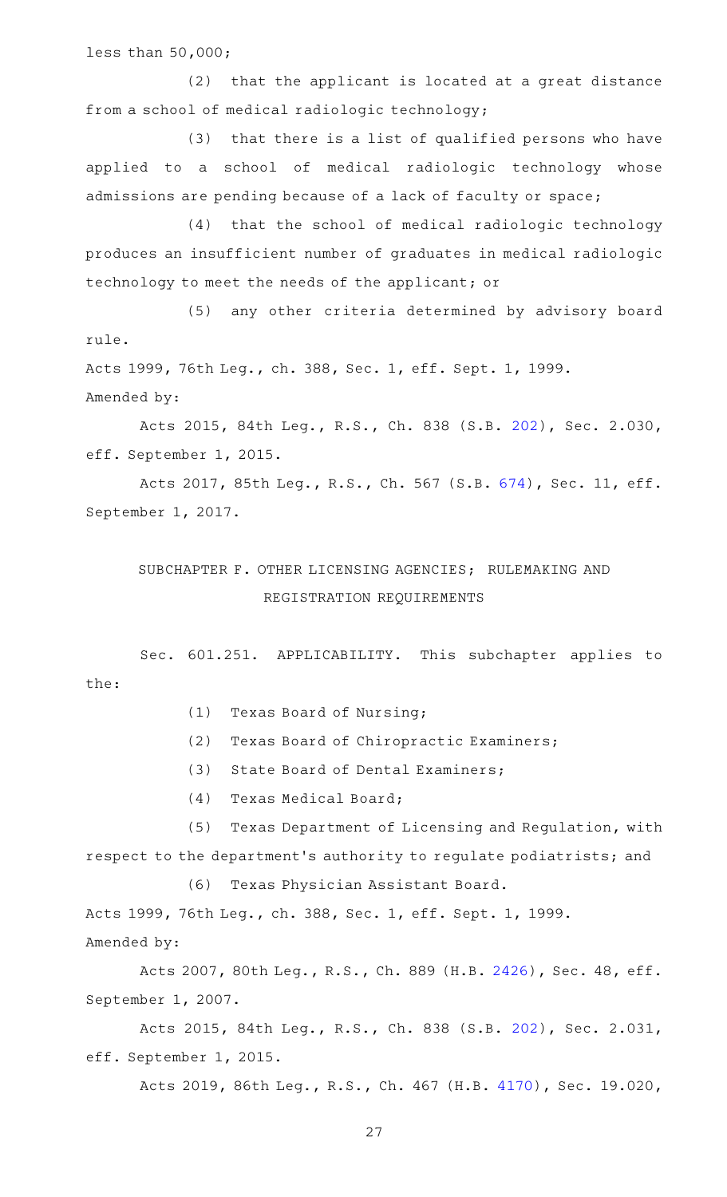less than 50,000;

(2) that the applicant is located at a great distance from a school of medical radiologic technology;

(3) that there is a list of qualified persons who have applied to a school of medical radiologic technology whose admissions are pending because of a lack of faculty or space;

(4) that the school of medical radiologic technology produces an insufficient number of graduates in medical radiologic technology to meet the needs of the applicant; or

(5) any other criteria determined by advisory board rule.

Acts 1999, 76th Leg., ch. 388, Sec. 1, eff. Sept. 1, 1999.

Amended by:

Acts 2015, 84th Leg., R.S., Ch. 838 (S.B. 202), Sec. 2.030, eff. September 1, 2015.

Acts 2017, 85th Leg., R.S., Ch. 567 (S.B. 674), Sec. 11, eff. September 1, 2017.

## SUBCHAPTER F. OTHER LICENSING AGENCIES; RULEMAKING AND REGISTRATION REQUIREMENTS

Sec. 601.251. APPLICABILITY. This subchapter applies to the:

(1) Texas Board of Nursing;

(2) Texas Board of Chiropractic Examiners;

(3) State Board of Dental Examiners;

(4) Texas Medical Board;

(5) Texas Department of Licensing and Regulation, with respect to the department's authority to regulate podiatrists; and

(6) Texas Physician Assistant Board.

Acts 1999, 76th Leg., ch. 388, Sec. 1, eff. Sept. 1, 1999.

Amended by:

Acts 2007, 80th Leg., R.S., Ch. 889 (H.B. 2426), Sec. 48, eff. September 1, 2007.

Acts 2015, 84th Leg., R.S., Ch. 838 (S.B. 202), Sec. 2.031, eff. September 1, 2015.

Acts 2019, 86th Leg., R.S., Ch. 467 (H.B. 4170), Sec. 19.020,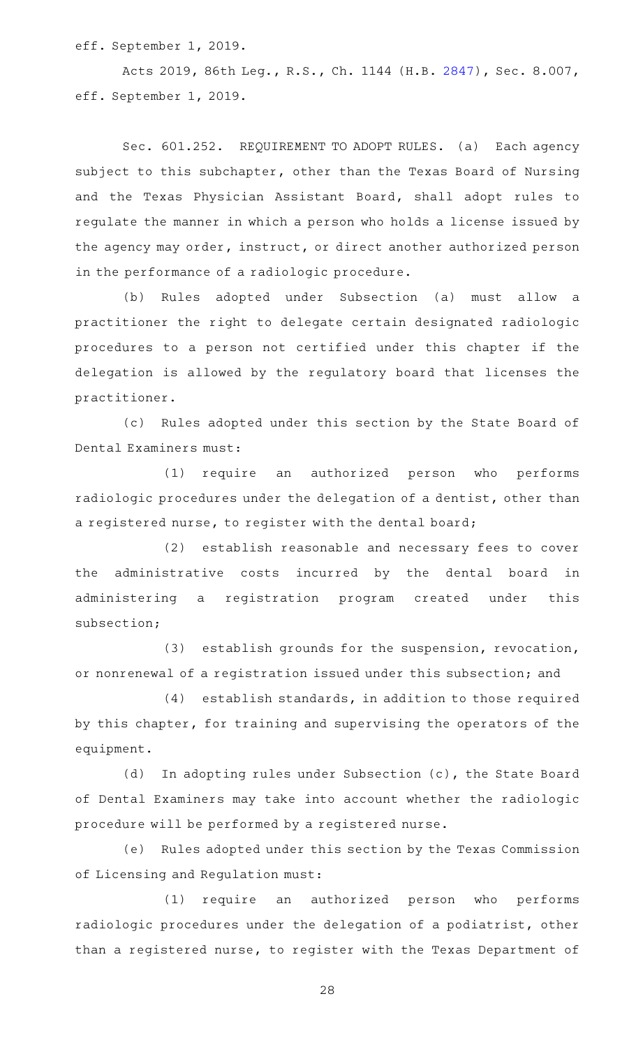eff. September 1, 2019.

Acts 2019, 86th Leg., R.S., Ch. 1144 (H.B. 2847), Sec. 8.007, eff. September 1, 2019.

Sec. 601.252. REQUIREMENT TO ADOPT RULES. (a) Each agency subject to this subchapter, other than the Texas Board of Nursing and the Texas Physician Assistant Board, shall adopt rules to regulate the manner in which a person who holds a license issued by the agency may order, instruct, or direct another authorized person in the performance of a radiologic procedure.

(b) Rules adopted under Subsection (a) must allow a practitioner the right to delegate certain designated radiologic procedures to a person not certified under this chapter if the delegation is allowed by the regulatory board that licenses the practitioner.

(c) Rules adopted under this section by the State Board of Dental Examiners must:

(1) require an authorized person who performs radiologic procedures under the delegation of a dentist, other than a registered nurse, to register with the dental board;

(2) establish reasonable and necessary fees to cover the administrative costs incurred by the dental board in administering a registration program created under this subsection;

(3) establish grounds for the suspension, revocation, or nonrenewal of a registration issued under this subsection; and

(4) establish standards, in addition to those required by this chapter, for training and supervising the operators of the equipment.

(d) In adopting rules under Subsection (c), the State Board of Dental Examiners may take into account whether the radiologic procedure will be performed by a registered nurse.

(e) Rules adopted under this section by the Texas Commission of Licensing and Regulation must:

(1) require an authorized person who performs radiologic procedures under the delegation of a podiatrist, other than a registered nurse, to register with the Texas Department of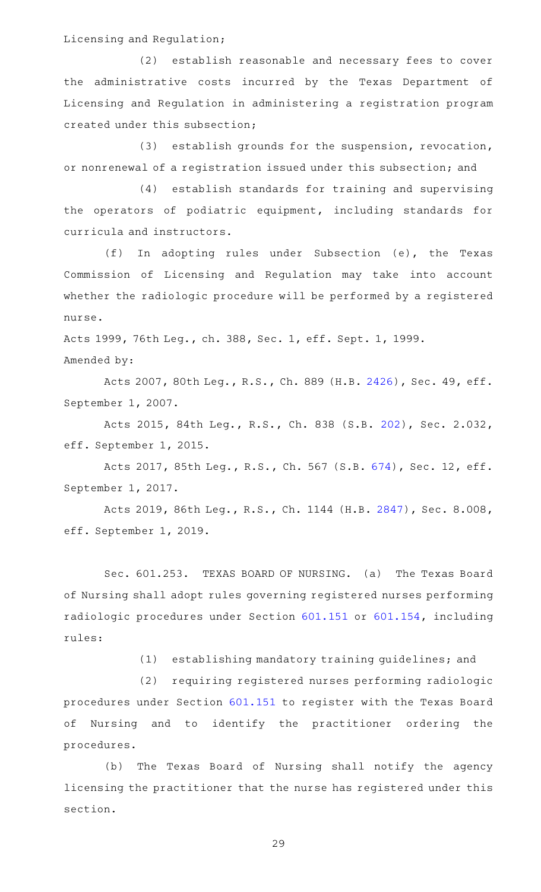Licensing and Regulation;

(2) establish reasonable and necessary fees to cover the administrative costs incurred by the Texas Department of Licensing and Regulation in administering a registration program created under this subsection;

(3) establish grounds for the suspension, revocation, or nonrenewal of a registration issued under this subsection; and

(4) establish standards for training and supervising the operators of podiatric equipment, including standards for curricula and instructors.

(f) In adopting rules under Subsection (e), the Texas Commission of Licensing and Regulation may take into account whether the radiologic procedure will be performed by a registered nurse.

Acts 1999, 76th Leg., ch. 388, Sec. 1, eff. Sept. 1, 1999.

Amended by:

Acts 2007, 80th Leg., R.S., Ch. 889 (H.B. 2426), Sec. 49, eff. September 1, 2007.

Acts 2015, 84th Leg., R.S., Ch. 838 (S.B. 202), Sec. 2.032, eff. September 1, 2015.

Acts 2017, 85th Leg., R.S., Ch. 567 (S.B. 674), Sec. 12, eff. September 1, 2017.

Acts 2019, 86th Leg., R.S., Ch. 1144 (H.B. 2847), Sec. 8.008, eff. September 1, 2019.

Sec. 601.253. TEXAS BOARD OF NURSING. (a) The Texas Board of Nursing shall adopt rules governing registered nurses performing radiologic procedures under Section 601.151 or 601.154, including rules:

(1) establishing mandatory training guidelines; and

(2) requiring registered nurses performing radiologic procedures under Section 601.151 to register with the Texas Board of Nursing and to identify the practitioner ordering the procedures.

(b) The Texas Board of Nursing shall notify the agency licensing the practitioner that the nurse has registered under this section.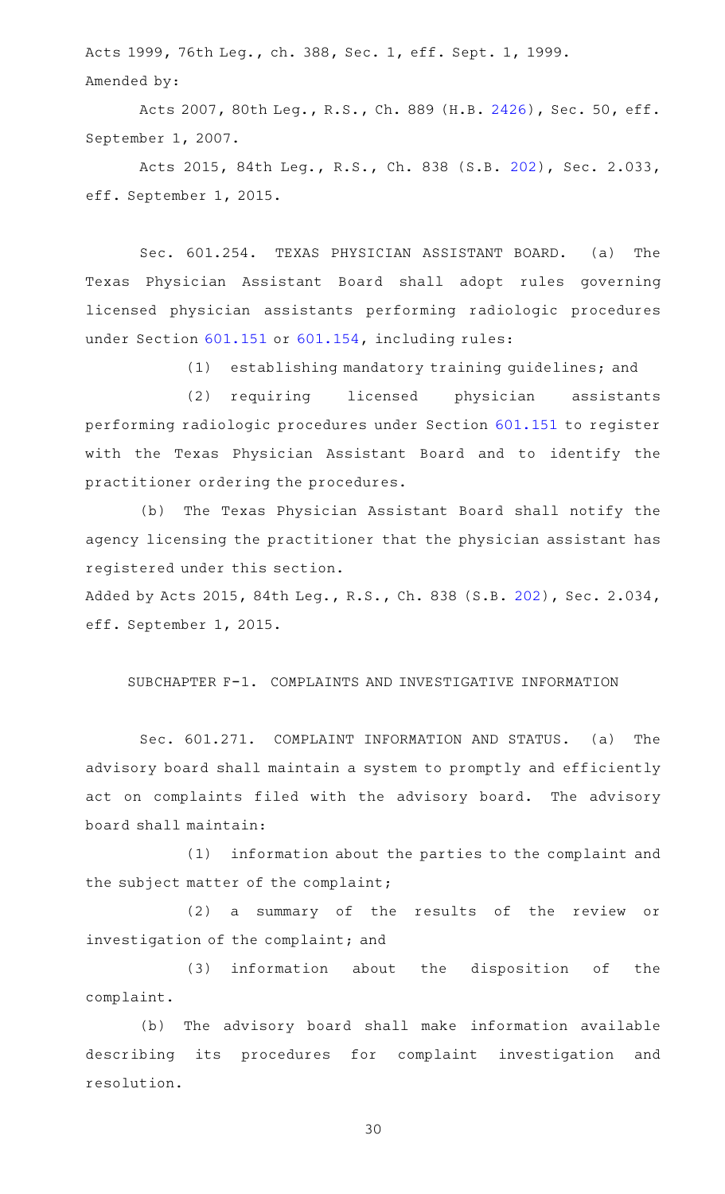Acts 1999, 76th Leg., ch. 388, Sec. 1, eff. Sept. 1, 1999.

Amended by:

Acts 2007, 80th Leg., R.S., Ch. 889 (H.B. 2426), Sec. 50, eff. September 1, 2007.

Acts 2015, 84th Leg., R.S., Ch. 838 (S.B. 202), Sec. 2.033, eff. September 1, 2015.

Sec. 601.254. TEXAS PHYSICIAN ASSISTANT BOARD. (a) The Texas Physician Assistant Board shall adopt rules governing licensed physician assistants performing radiologic procedures under Section 601.151 or 601.154, including rules:

(1) establishing mandatory training guidelines; and

(2) requiring licensed physician assistants performing radiologic procedures under Section 601.151 to register with the Texas Physician Assistant Board and to identify the practitioner ordering the procedures.

(b) The Texas Physician Assistant Board shall notify the agency licensing the practitioner that the physician assistant has registered under this section.

Added by Acts 2015, 84th Leg., R.S., Ch. 838 (S.B. 202), Sec. 2.034, eff. September 1, 2015.

SUBCHAPTER F-1. COMPLAINTS AND INVESTIGATIVE INFORMATION

Sec. 601.271. COMPLAINT INFORMATION AND STATUS. (a) The advisory board shall maintain a system to promptly and efficiently act on complaints filed with the advisory board. The advisory board shall maintain:

(1) information about the parties to the complaint and the subject matter of the complaint;

(2) a summary of the results of the review or investigation of the complaint; and

(3) information about the disposition of the complaint.

(b) The advisory board shall make information available describing its procedures for complaint investigation and resolution.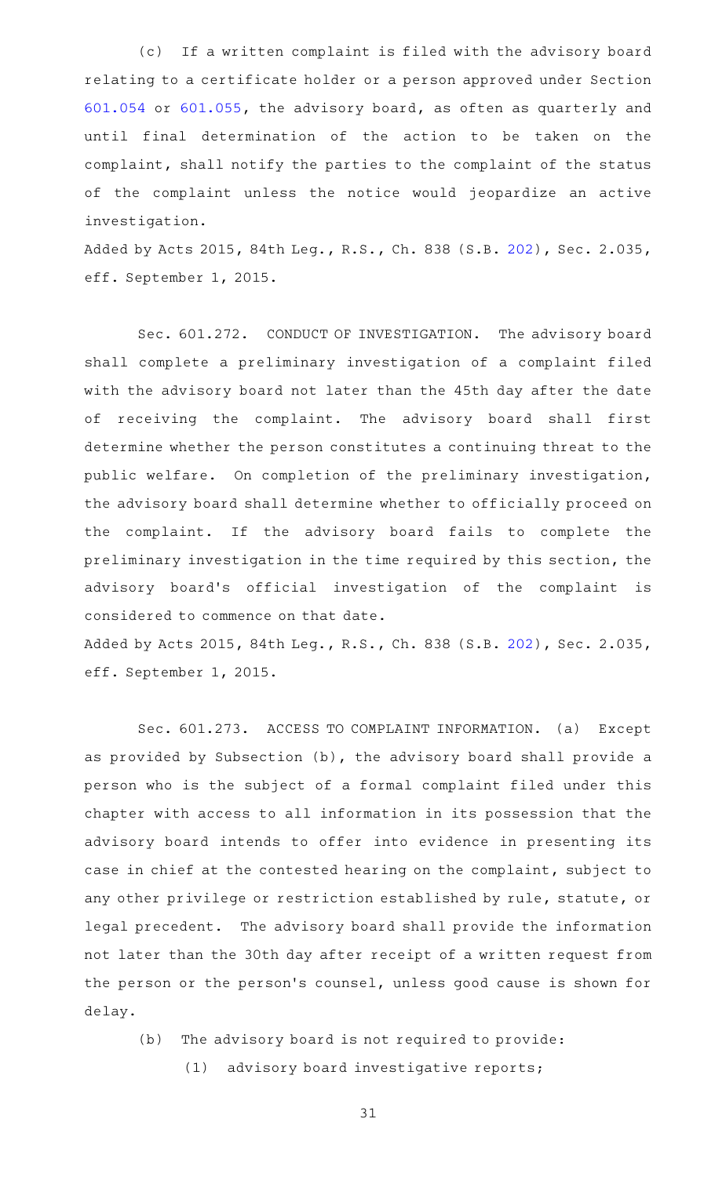(c) If a written complaint is filed with the advisory board relating to a certificate holder or a person approved under Section 601.054 or 601.055, the advisory board, as often as quarterly and until final determination of the action to be taken on the complaint, shall notify the parties to the complaint of the status of the complaint unless the notice would jeopardize an active investigation.

Added by Acts 2015, 84th Leg., R.S., Ch. 838 (S.B. 202), Sec. 2.035, eff. September 1, 2015.

Sec. 601.272. CONDUCT OF INVESTIGATION. The advisory board shall complete a preliminary investigation of a complaint filed with the advisory board not later than the 45th day after the date of receiving the complaint. The advisory board shall first determine whether the person constitutes a continuing threat to the public welfare. On completion of the preliminary investigation, the advisory board shall determine whether to officially proceed on the complaint. If the advisory board fails to complete the preliminary investigation in the time required by this section, the advisory board's official investigation of the complaint is considered to commence on that date.

Added by Acts 2015, 84th Leg., R.S., Ch. 838 (S.B. 202), Sec. 2.035, eff. September 1, 2015.

Sec. 601.273. ACCESS TO COMPLAINT INFORMATION. (a) Except as provided by Subsection (b), the advisory board shall provide a person who is the subject of a formal complaint filed under this chapter with access to all information in its possession that the advisory board intends to offer into evidence in presenting its case in chief at the contested hearing on the complaint, subject to any other privilege or restriction established by rule, statute, or legal precedent. The advisory board shall provide the information not later than the 30th day after receipt of a written request from the person or the person's counsel, unless good cause is shown for delay.

(b) The advisory board is not required to provide:

(1) advisory board investigative reports;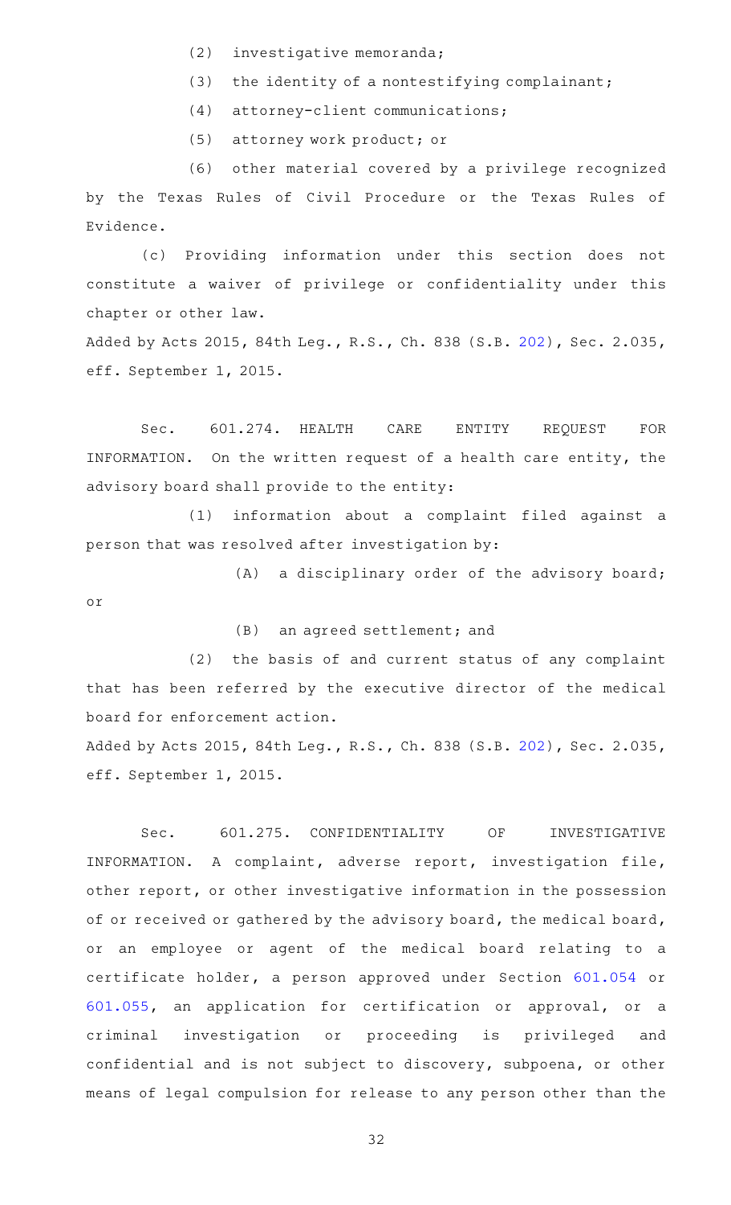(2) investigative memoranda;

(3) the identity of a nontestifying complainant;

(4) attorney-client communications;

(5) attorney work product; or

(6) other material covered by a privilege recognized by the Texas Rules of Civil Procedure or the Texas Rules of Evidence.

(c) Providing information under this section does not constitute a waiver of privilege or confidentiality under this chapter or other law.

Added by Acts 2015, 84th Leg., R.S., Ch. 838 (S.B. 202), Sec. 2.035, eff. September 1, 2015.

Sec. 601.274. HEALTH CARE ENTITY REQUEST FOR INFORMATION. On the written request of a health care entity, the advisory board shall provide to the entity:

(1) information about a complaint filed against a person that was resolved after investigation by:

(A) a disciplinary order of the advisory board; or

(B) an agreed settlement; and

(2) the basis of and current status of any complaint that has been referred by the executive director of the medical board for enforcement action.

Added by Acts 2015, 84th Leg., R.S., Ch. 838 (S.B. 202), Sec. 2.035, eff. September 1, 2015.

Sec. 601.275. CONFIDENTIALITY OF INVESTIGATIVE INFORMATION. A complaint, adverse report, investigation file, other report, or other investigative information in the possession of or received or gathered by the advisory board, the medical board, or an employee or agent of the medical board relating to a certificate holder, a person approved under Section 601.054 or 601.055, an application for certification or approval, or a criminal investigation or proceeding is privileged and confidential and is not subject to discovery, subpoena, or other means of legal compulsion for release to any person other than the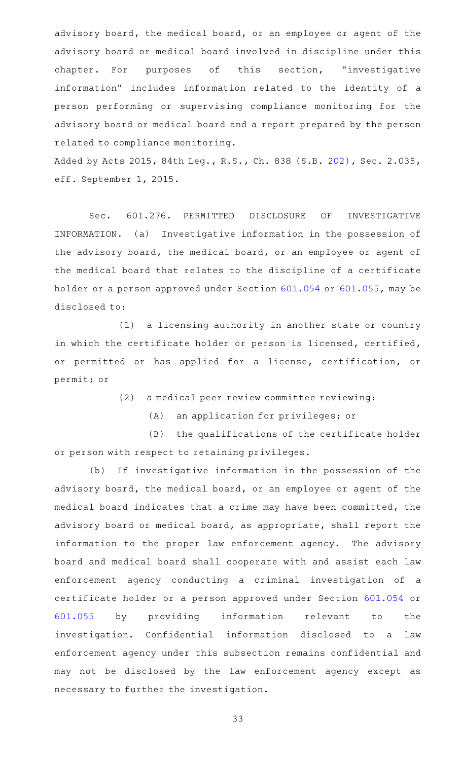advisory board, the medical board, or an employee or agent of the advisory board or medical board involved in discipline under this chapter. For purposes of this section, "investigative information" includes information related to the identity of a person performing or supervising compliance monitoring for the advisory board or medical board and a report prepared by the person related to compliance monitoring.

Added by Acts 2015, 84th Leg., R.S., Ch. 838 (S.B. 202), Sec. 2.035, eff. September 1, 2015.

Sec. 601.276. PERMITTED DISCLOSURE OF INVESTIGATIVE INFORMATION. (a) Investigative information in the possession of the advisory board, the medical board, or an employee or agent of the medical board that relates to the discipline of a certificate holder or a person approved under Section 601.054 or 601.055, may be disclosed to:

(1) a licensing authority in another state or country in which the certificate holder or person is licensed, certified, or permitted or has applied for a license, certification, or permit; or

(2) a medical peer review committee reviewing:

(A) an application for privileges; or

(B) the qualifications of the certificate holder or person with respect to retaining privileges.

(b) If investigative information in the possession of the advisory board, the medical board, or an employee or agent of the medical board indicates that a crime may have been committed, the advisory board or medical board, as appropriate, shall report the information to the proper law enforcement agency. The advisory board and medical board shall cooperate with and assist each law enforcement agency conducting a criminal investigation of a certificate holder or a person approved under Section 601.054 or 601.055 by providing information relevant to the investigation. Confidential information disclosed to a law enforcement agency under this subsection remains confidential and may not be disclosed by the law enforcement agency except as necessary to further the investigation.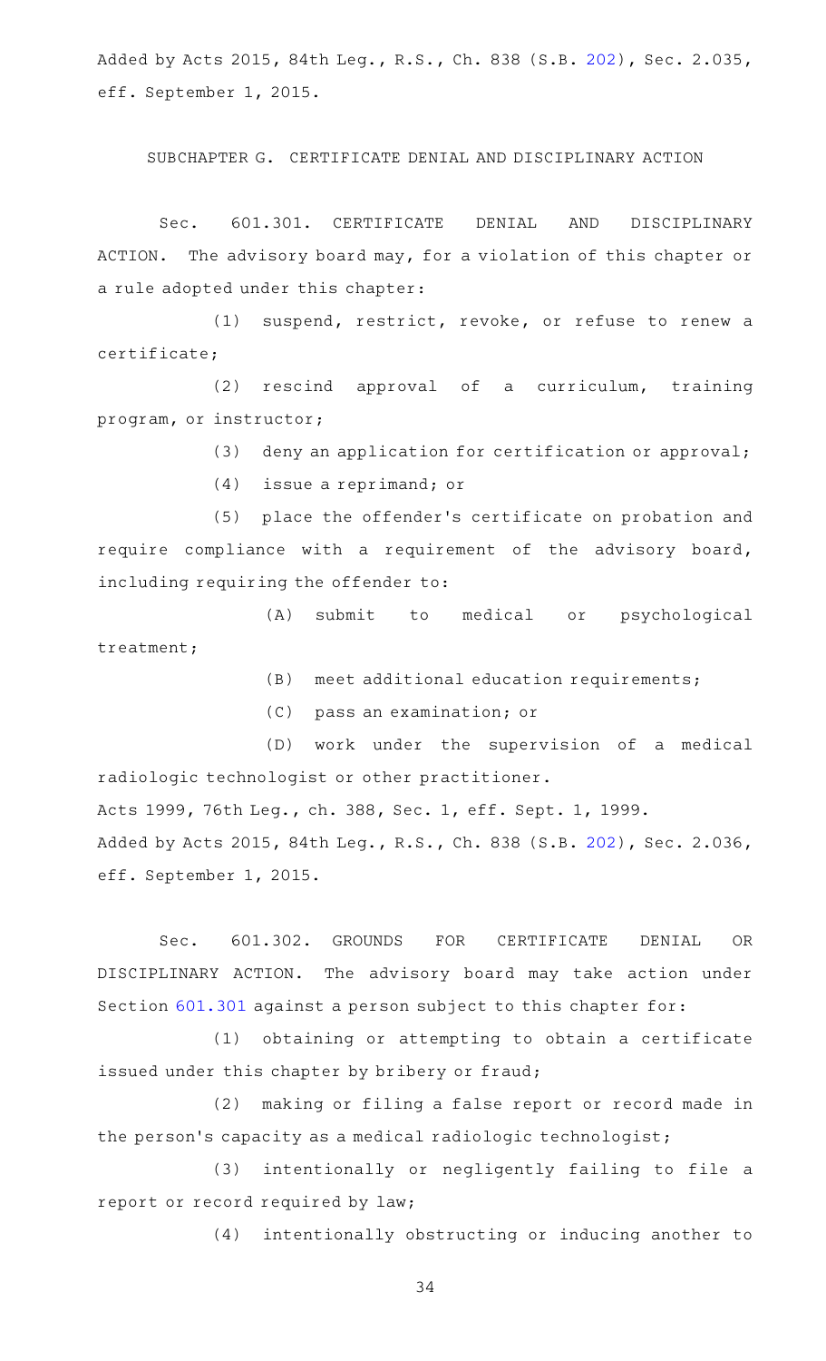Added by Acts 2015, 84th Leg., R.S., Ch. 838 (S.B. 202), Sec. 2.035, eff. September 1, 2015.

SUBCHAPTER G. CERTIFICATE DENIAL AND DISCIPLINARY ACTION

Sec. 601.301. CERTIFICATE DENIAL AND DISCIPLINARY ACTION. The advisory board may, for a violation of this chapter or a rule adopted under this chapter:

(1) suspend, restrict, revoke, or refuse to renew a certificate;

(2) rescind approval of a curriculum, training program, or instructor;

(3) deny an application for certification or approval;

(4) issue a reprimand; or

(5) place the offender's certificate on probation and require compliance with a requirement of the advisory board, including requiring the offender to:

(A) submit to medical or psychological treatment;

(B) meet additional education requirements;

(C) pass an examination; or

(D) work under the supervision of a medical radiologic technologist or other practitioner.

Acts 1999, 76th Leg., ch. 388, Sec. 1, eff. Sept. 1, 1999.
Added by Acts 2015, 84th Leg., R.S., Ch. 838 (S.B. 202), Sec. 2.036, eff. September 1, 2015.

Sec. 601.302. GROUNDS FOR CERTIFICATE DENIAL OR DISCIPLINARY ACTION. The advisory board may take action under Section 601.301 against a person subject to this chapter for:

(1) obtaining or attempting to obtain a certificate issued under this chapter by bribery or fraud;

(2) making or filing a false report or record made in the person's capacity as a medical radiologic technologist;

(3) intentionally or negligently failing to file a report or record required by law;

(4) intentionally obstructing or inducing another to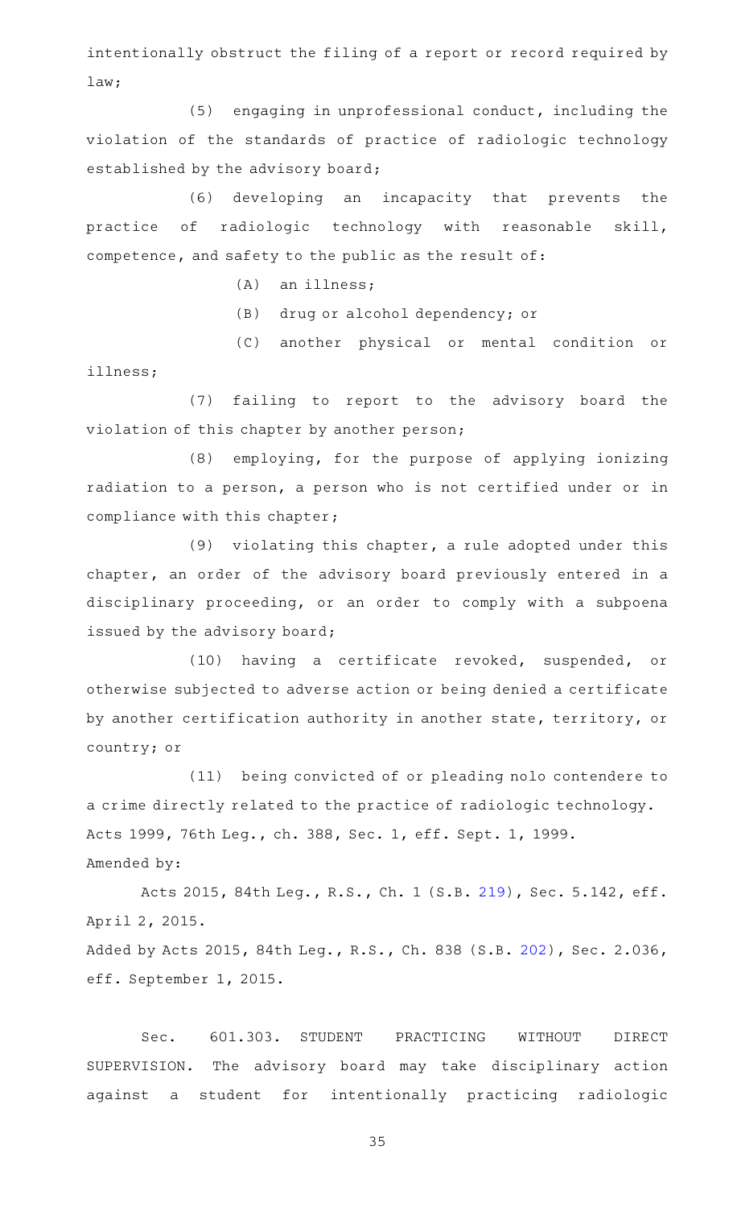intentionally obstruct the filing of a report or record required by law;

(5) engaging in unprofessional conduct, including the violation of the standards of practice of radiologic technology established by the advisory board;

(6) developing an incapacity that prevents the practice of radiologic technology with reasonable skill, competence, and safety to the public as the result of:

(A) an illness;

(B) drug or alcohol dependency; or

(C) another physical or mental condition or illness;

(7) failing to report to the advisory board the violation of this chapter by another person;

(8) employing, for the purpose of applying ionizing radiation to a person, a person who is not certified under or in compliance with this chapter;

(9) violating this chapter, a rule adopted under this chapter, an order of the advisory board previously entered in a disciplinary proceeding, or an order to comply with a subpoena issued by the advisory board;

(10) having a certificate revoked, suspended, or otherwise subjected to adverse action or being denied a certificate by another certification authority in another state, territory, or country; or

(11) being convicted of or pleading nolo contendere to a crime directly related to the practice of radiologic technology.

Acts 1999, 76th Leg., ch. 388, Sec. 1, eff. Sept. 1, 1999.

Amended by:

Acts 2015, 84th Leg., R.S., Ch. 1 (S.B. 219), Sec. 5.142, eff. April 2, 2015.

Added by Acts 2015, 84th Leg., R.S., Ch. 838 (S.B. 202), Sec. 2.036, eff. September 1, 2015.

Sec. 601.303. STUDENT PRACTICING WITHOUT DIRECT SUPERVISION. The advisory board may take disciplinary action against a student for intentionally practicing radiologic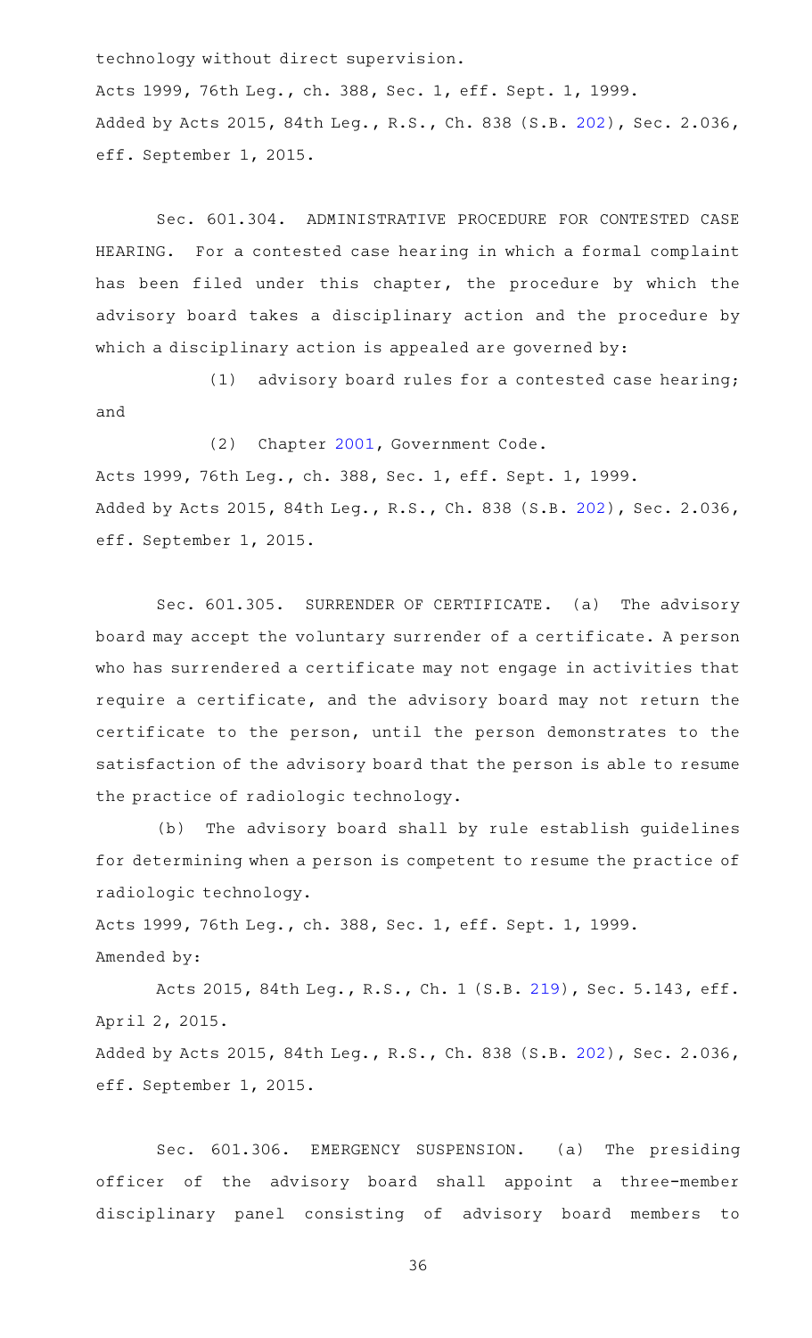technology without direct supervision.

Acts 1999, 76th Leg., ch. 388, Sec. 1, eff. Sept. 1, 1999.
Added by Acts 2015, 84th Leg., R.S., Ch. 838 (S.B. 202), Sec. 2.036, eff. September 1, 2015.

Sec. 601.304. ADMINISTRATIVE PROCEDURE FOR CONTESTED CASE HEARING. For a contested case hearing in which a formal complaint has been filed under this chapter, the procedure by which the advisory board takes a disciplinary action and the procedure by which a disciplinary action is appealed are governed by:

(1) advisory board rules for a contested case hearing; and

(2) Chapter 2001, Government Code.

Acts 1999, 76th Leg., ch. 388, Sec. 1, eff. Sept. 1, 1999.
Added by Acts 2015, 84th Leg., R.S., Ch. 838 (S.B. 202), Sec. 2.036, eff. September 1, 2015.

Sec. 601.305. SURRENDER OF CERTIFICATE. (a) The advisory board may accept the voluntary surrender of a certificate. A person who has surrendered a certificate may not engage in activities that require a certificate, and the advisory board may not return the certificate to the person, until the person demonstrates to the satisfaction of the advisory board that the person is able to resume the practice of radiologic technology.

(b) The advisory board shall by rule establish guidelines for determining when a person is competent to resume the practice of radiologic technology.

Acts 1999, 76th Leg., ch. 388, Sec. 1, eff. Sept. 1, 1999.
Amended by:

Acts 2015, 84th Leg., R.S., Ch. 1 (S.B. 219), Sec. 5.143, eff. April 2, 2015.

Added by Acts 2015, 84th Leg., R.S., Ch. 838 (S.B. 202), Sec. 2.036, eff. September 1, 2015.

Sec. 601.306. EMERGENCY SUSPENSION. (a) The presiding officer of the advisory board shall appoint a three-member disciplinary panel consisting of advisory board members to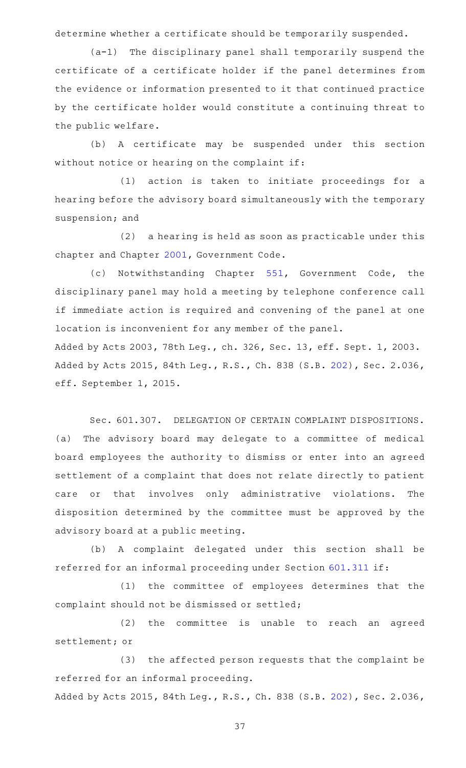determine whether a certificate should be temporarily suspended.

(a-1) The disciplinary panel shall temporarily suspend the certificate of a certificate holder if the panel determines from the evidence or information presented to it that continued practice by the certificate holder would constitute a continuing threat to the public welfare.

(b) A certificate may be suspended under this section without notice or hearing on the complaint if:

(1) action is taken to initiate proceedings for a hearing before the advisory board simultaneously with the temporary suspension; and

(2) a hearing is held as soon as practicable under this chapter and Chapter 2001, Government Code.

(c) Notwithstanding Chapter 551, Government Code, the disciplinary panel may hold a meeting by telephone conference call if immediate action is required and convening of the panel at one location is inconvenient for any member of the panel.

Added by Acts 2003, 78th Leg., ch. 326, Sec. 13, eff. Sept. 1, 2003.
Added by Acts 2015, 84th Leg., R.S., Ch. 838 (S.B. 202), Sec. 2.036, eff. September 1, 2015.

Sec. 601.307. DELEGATION OF CERTAIN COMPLAINT DISPOSITIONS. (a) The advisory board may delegate to a committee of medical board employees the authority to dismiss or enter into an agreed settlement of a complaint that does not relate directly to patient care or that involves only administrative violations. The disposition determined by the committee must be approved by the advisory board at a public meeting.

(b) A complaint delegated under this section shall be referred for an informal proceeding under Section 601.311 if:

(1) the committee of employees determines that the complaint should not be dismissed or settled;

(2) the committee is unable to reach an agreed settlement; or

(3) the affected person requests that the complaint be referred for an informal proceeding.

Added by Acts 2015, 84th Leg., R.S., Ch. 838 (S.B. 202), Sec. 2.036,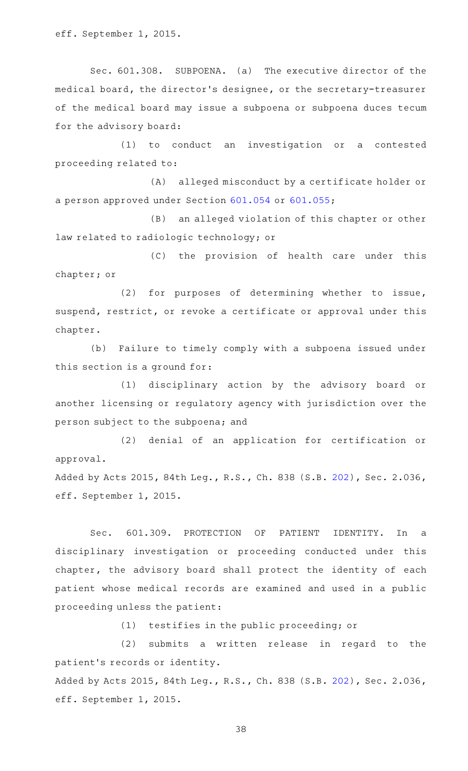eff. September 1, 2015.

Sec. 601.308. SUBPOENA. (a) The executive director of the medical board, the director's designee, or the secretary-treasurer of the medical board may issue a subpoena or subpoena duces tecum for the advisory board:

(1) to conduct an investigation or a contested proceeding related to:

(A) alleged misconduct by a certificate holder or a person approved under Section 601.054 or 601.055;

(B) an alleged violation of this chapter or other law related to radiologic technology; or

(C) the provision of health care under this chapter; or

(2) for purposes of determining whether to issue, suspend, restrict, or revoke a certificate or approval under this chapter.

(b) Failure to timely comply with a subpoena issued under this section is a ground for:

(1) disciplinary action by the advisory board or another licensing or regulatory agency with jurisdiction over the person subject to the subpoena; and

(2) denial of an application for certification or approval.

Added by Acts 2015, 84th Leg., R.S., Ch. 838 (S.B. 202), Sec. 2.036, eff. September 1, 2015.

Sec. 601.309. PROTECTION OF PATIENT IDENTITY. In a disciplinary investigation or proceeding conducted under this chapter, the advisory board shall protect the identity of each patient whose medical records are examined and used in a public proceeding unless the patient:

(1) testifies in the public proceeding; or

(2) submits a written release in regard to the patient's records or identity.

Added by Acts 2015, 84th Leg., R.S., Ch. 838 (S.B. 202), Sec. 2.036, eff. September 1, 2015.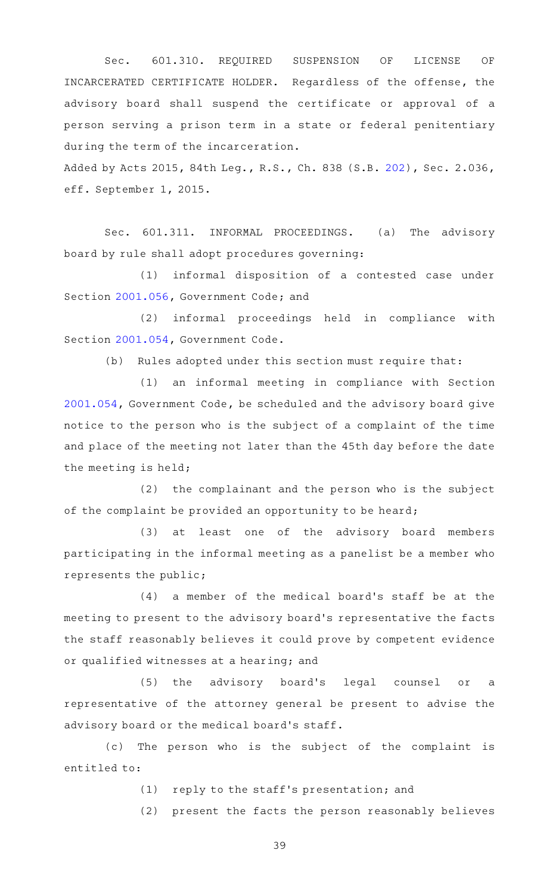Sec. 601.310. REQUIRED SUSPENSION OF LICENSE OF INCARCERATED CERTIFICATE HOLDER. Regardless of the offense, the advisory board shall suspend the certificate or approval of a person serving a prison term in a state or federal penitentiary during the term of the incarceration.

Added by Acts 2015, 84th Leg., R.S., Ch. 838 (S.B. 202), Sec. 2.036, eff. September 1, 2015.

Sec. 601.311. INFORMAL PROCEEDINGS. (a) The advisory board by rule shall adopt procedures governing:

(1) informal disposition of a contested case under Section 2001.056, Government Code; and

(2) informal proceedings held in compliance with Section 2001.054, Government Code.

(b) Rules adopted under this section must require that:

(1) an informal meeting in compliance with Section 2001.054, Government Code, be scheduled and the advisory board give notice to the person who is the subject of a complaint of the time and place of the meeting not later than the 45th day before the date the meeting is held;

(2) the complainant and the person who is the subject of the complaint be provided an opportunity to be heard;

(3) at least one of the advisory board members participating in the informal meeting as a panelist be a member who represents the public;

(4) a member of the medical board's staff be at the meeting to present to the advisory board's representative the facts the staff reasonably believes it could prove by competent evidence or qualified witnesses at a hearing; and

(5) the advisory board's legal counsel or a representative of the attorney general be present to advise the advisory board or the medical board's staff.

(c) The person who is the subject of the complaint is entitled to:

(1) reply to the staff's presentation; and

(2) present the facts the person reasonably believes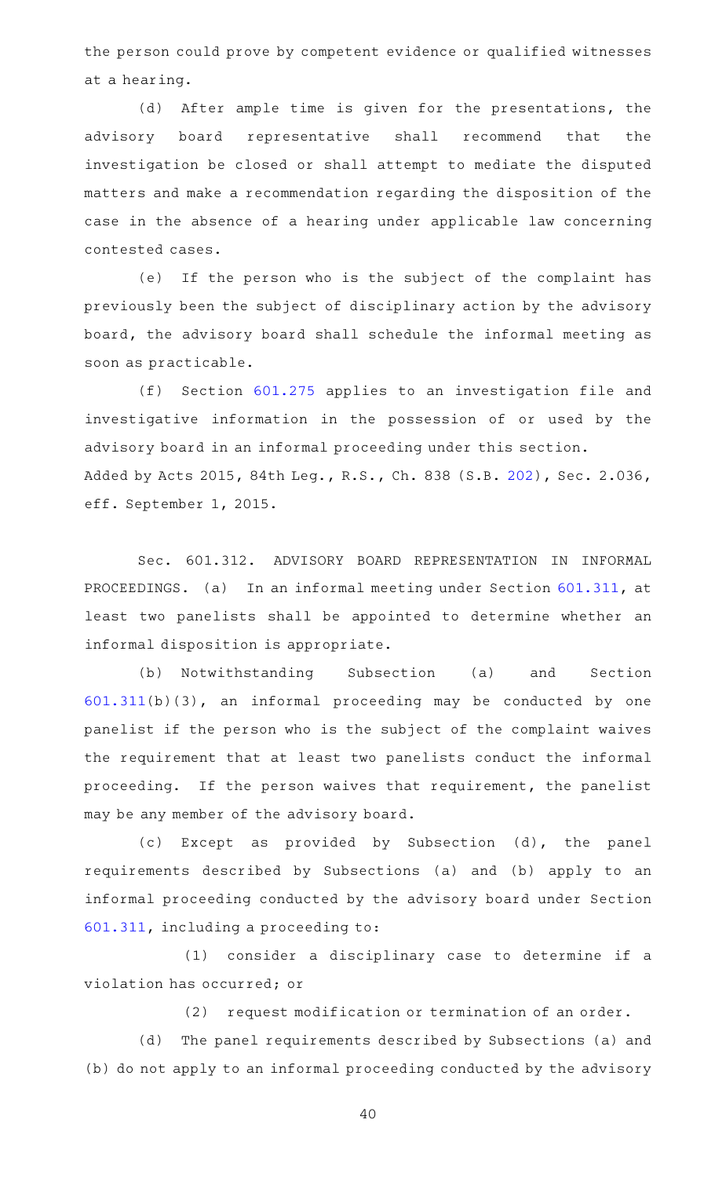the person could prove by competent evidence or qualified witnesses at a hearing.

(d) After ample time is given for the presentations, the advisory board representative shall recommend that the investigation be closed or shall attempt to mediate the disputed matters and make a recommendation regarding the disposition of the case in the absence of a hearing under applicable law concerning contested cases.

(e) If the person who is the subject of the complaint has previously been the subject of disciplinary action by the advisory board, the advisory board shall schedule the informal meeting as soon as practicable.

(f) Section 601.275 applies to an investigation file and investigative information in the possession of or used by the advisory board in an informal proceeding under this section.

Added by Acts 2015, 84th Leg., R.S., Ch. 838 (S.B. 202), Sec. 2.036, eff. September 1, 2015.

Sec. 601.312. ADVISORY BOARD REPRESENTATION IN INFORMAL PROCEEDINGS. (a) In an informal meeting under Section 601.311, at least two panelists shall be appointed to determine whether an informal disposition is appropriate.

(b) Notwithstanding Subsection (a) and Section 601.311(b)(3), an informal proceeding may be conducted by one panelist if the person who is the subject of the complaint waives the requirement that at least two panelists conduct the informal proceeding. If the person waives that requirement, the panelist may be any member of the advisory board.

(c) Except as provided by Subsection (d), the panel requirements described by Subsections (a) and (b) apply to an informal proceeding conducted by the advisory board under Section 601.311, including a proceeding to:

(1) consider a disciplinary case to determine if a violation has occurred; or

(2) request modification or termination of an order.

(d) The panel requirements described by Subsections (a) and (b) do not apply to an informal proceeding conducted by the advisory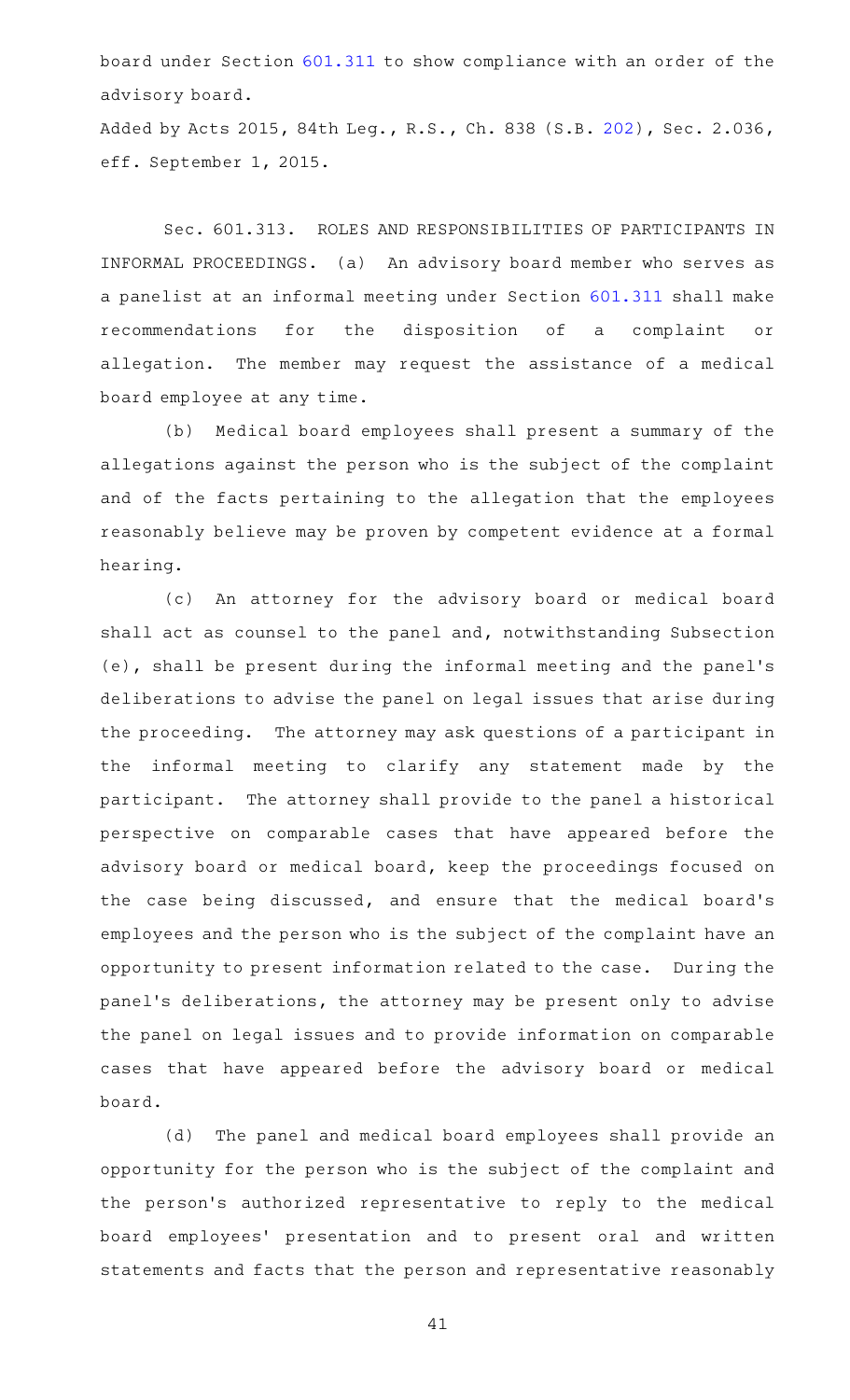board under Section 601.311 to show compliance with an order of the advisory board.

Added by Acts 2015, 84th Leg., R.S., Ch. 838 (S.B. 202), Sec. 2.036, eff. September 1, 2015.

Sec. 601.313. ROLES AND RESPONSIBILITIES OF PARTICIPANTS IN INFORMAL PROCEEDINGS. (a) An advisory board member who serves as a panelist at an informal meeting under Section 601.311 shall make recommendations for the disposition of a complaint or allegation. The member may request the assistance of a medical board employee at any time.

(b) Medical board employees shall present a summary of the allegations against the person who is the subject of the complaint and of the facts pertaining to the allegation that the employees reasonably believe may be proven by competent evidence at a formal hearing.

(c) An attorney for the advisory board or medical board shall act as counsel to the panel and, notwithstanding Subsection (e), shall be present during the informal meeting and the panel's deliberations to advise the panel on legal issues that arise during the proceeding. The attorney may ask questions of a participant in the informal meeting to clarify any statement made by the participant. The attorney shall provide to the panel a historical perspective on comparable cases that have appeared before the advisory board or medical board, keep the proceedings focused on the case being discussed, and ensure that the medical board's employees and the person who is the subject of the complaint have an opportunity to present information related to the case. During the panel's deliberations, the attorney may be present only to advise the panel on legal issues and to provide information on comparable cases that have appeared before the advisory board or medical board.

(d) The panel and medical board employees shall provide an opportunity for the person who is the subject of the complaint and the person's authorized representative to reply to the medical board employees' presentation and to present oral and written statements and facts that the person and representative reasonably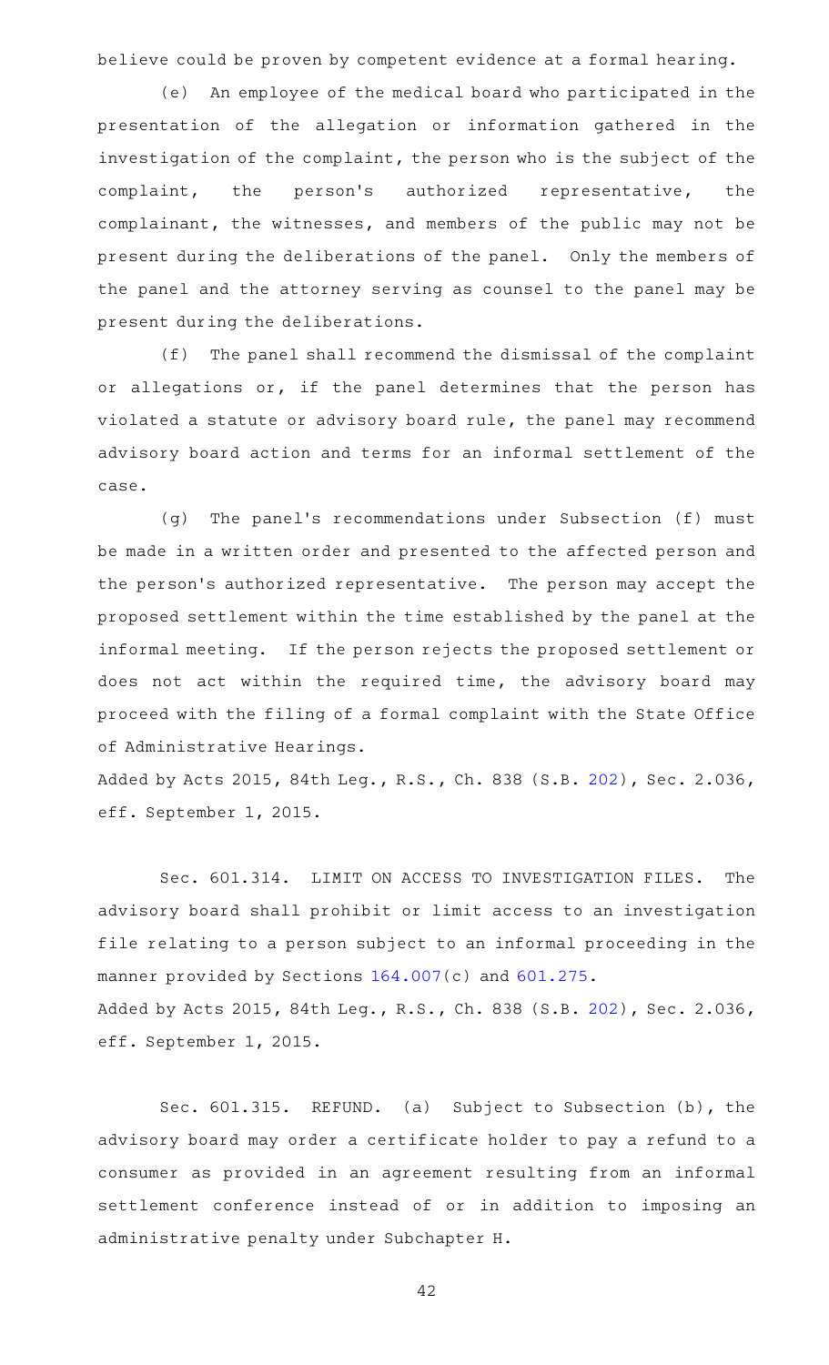believe could be proven by competent evidence at a formal hearing.

(e) An employee of the medical board who participated in the presentation of the allegation or information gathered in the investigation of the complaint, the person who is the subject of the complaint, the person's authorized representative, the complainant, the witnesses, and members of the public may not be present during the deliberations of the panel. Only the members of the panel and the attorney serving as counsel to the panel may be present during the deliberations.

(f) The panel shall recommend the dismissal of the complaint or allegations or, if the panel determines that the person has violated a statute or advisory board rule, the panel may recommend advisory board action and terms for an informal settlement of the case.

(g) The panel's recommendations under Subsection (f) must be made in a written order and presented to the affected person and the person's authorized representative. The person may accept the proposed settlement within the time established by the panel at the informal meeting. If the person rejects the proposed settlement or does not act within the required time, the advisory board may proceed with the filing of a formal complaint with the State Office of Administrative Hearings.

Added by Acts 2015, 84th Leg., R.S., Ch. 838 (S.B. 202), Sec. 2.036, eff. September 1, 2015.

Sec. 601.314. LIMIT ON ACCESS TO INVESTIGATION FILES. The advisory board shall prohibit or limit access to an investigation file relating to a person subject to an informal proceeding in the manner provided by Sections 164.007(c) and 601.275.

Added by Acts 2015, 84th Leg., R.S., Ch. 838 (S.B. 202), Sec. 2.036, eff. September 1, 2015.

Sec. 601.315. REFUND. (a) Subject to Subsection (b), the advisory board may order a certificate holder to pay a refund to a consumer as provided in an agreement resulting from an informal settlement conference instead of or in addition to imposing an administrative penalty under Subchapter H.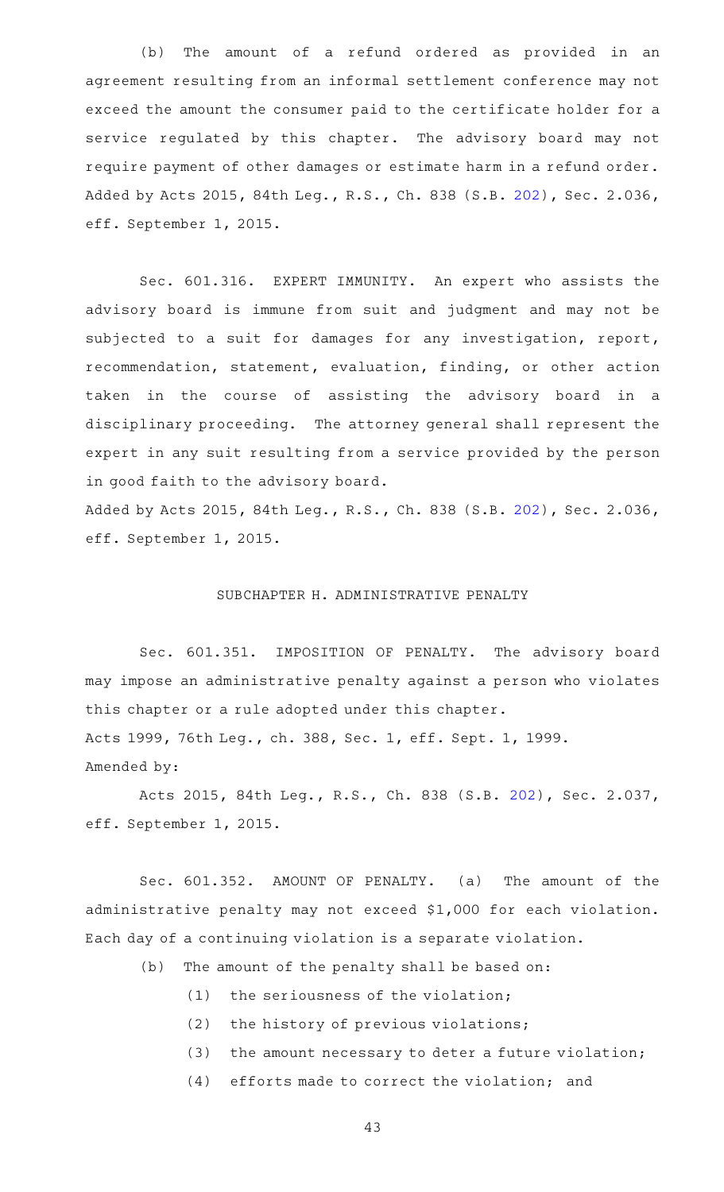(b) The amount of a refund ordered as provided in an agreement resulting from an informal settlement conference may not exceed the amount the consumer paid to the certificate holder for a service regulated by this chapter. The advisory board may not require payment of other damages or estimate harm in a refund order.

Added by Acts 2015, 84th Leg., R.S., Ch. 838 (S.B. 202), Sec. 2.036, eff. September 1, 2015.

Sec. 601.316. EXPERT IMMUNITY. An expert who assists the advisory board is immune from suit and judgment and may not be subjected to a suit for damages for any investigation, report, recommendation, statement, evaluation, finding, or other action taken in the course of assisting the advisory board in a disciplinary proceeding. The attorney general shall represent the expert in any suit resulting from a service provided by the person in good faith to the advisory board.

Added by Acts 2015, 84th Leg., R.S., Ch. 838 (S.B. 202), Sec. 2.036, eff. September 1, 2015.

## SUBCHAPTER H. ADMINISTRATIVE PENALTY

Sec. 601.351. IMPOSITION OF PENALTY. The advisory board may impose an administrative penalty against a person who violates this chapter or a rule adopted under this chapter.

Acts 1999, 76th Leg., ch. 388, Sec. 1, eff. Sept. 1, 1999.

Amended by:

Acts 2015, 84th Leg., R.S., Ch. 838 (S.B. 202), Sec. 2.037, eff. September 1, 2015.

Sec. 601.352. AMOUNT OF PENALTY. (a) The amount of the administrative penalty may not exceed $1,000 for each violation. Each day of a continuing violation is a separate violation.

(b) The amount of the penalty shall be based on:

(1) the seriousness of the violation;

(2) the history of previous violations;

(3) the amount necessary to deter a future violation;

(4) efforts made to correct the violation; and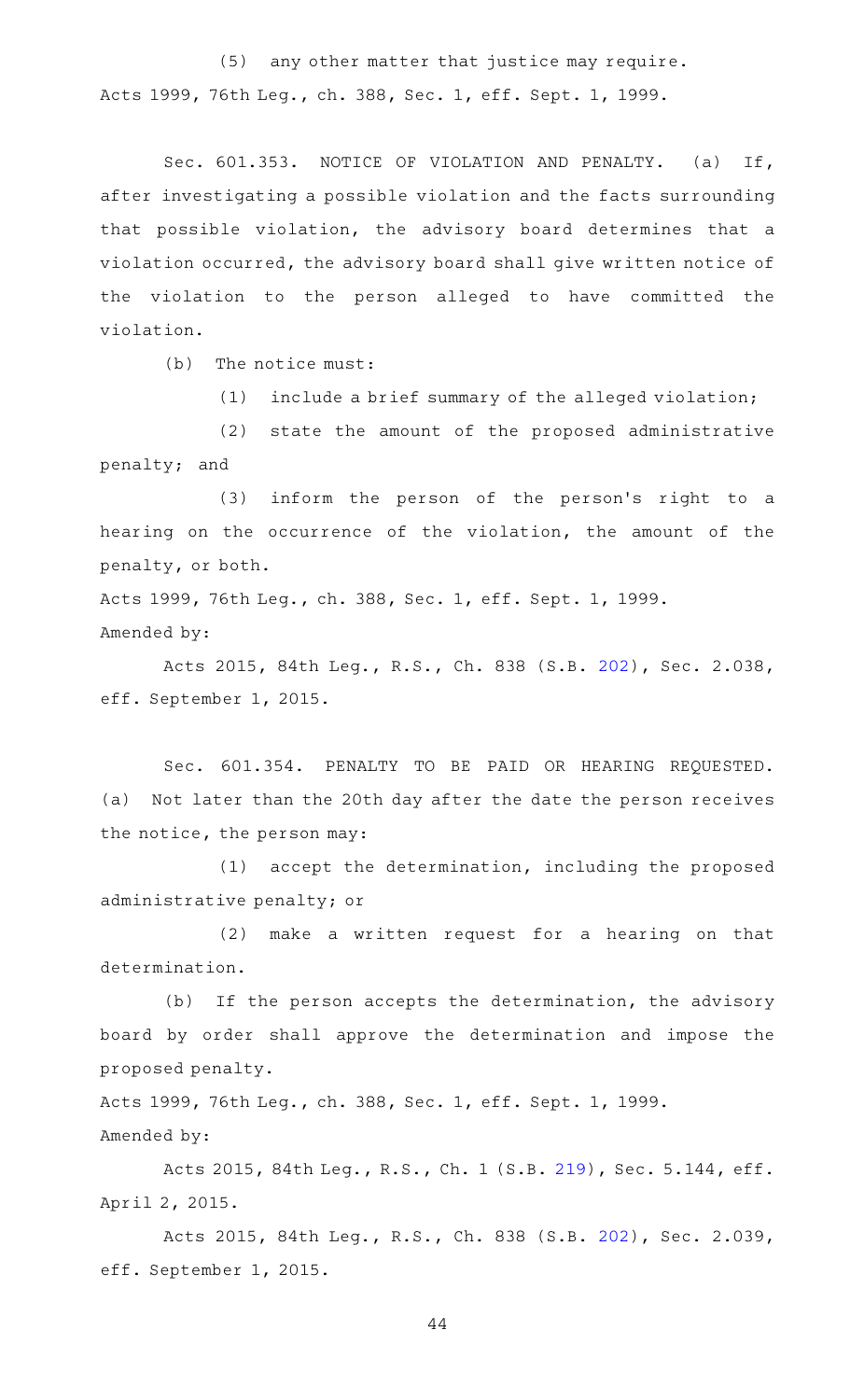(5) any other matter that justice may require.

Acts 1999, 76th Leg., ch. 388, Sec. 1, eff. Sept. 1, 1999.

Sec. 601.353. NOTICE OF VIOLATION AND PENALTY. (a) If, after investigating a possible violation and the facts surrounding that possible violation, the advisory board determines that a violation occurred, the advisory board shall give written notice of the violation to the person alleged to have committed the violation.

(b) The notice must:

(1) include a brief summary of the alleged violation;

(2) state the amount of the proposed administrative penalty; and

(3) inform the person of the person's right to a hearing on the occurrence of the violation, the amount of the penalty, or both.

Acts 1999, 76th Leg., ch. 388, Sec. 1, eff. Sept. 1, 1999.

Amended by:

Acts 2015, 84th Leg., R.S., Ch. 838 (S.B. 202), Sec. 2.038, eff. September 1, 2015.

Sec. 601.354. PENALTY TO BE PAID OR HEARING REQUESTED. (a) Not later than the 20th day after the date the person receives the notice, the person may:

(1) accept the determination, including the proposed administrative penalty; or

(2) make a written request for a hearing on that determination.

(b) If the person accepts the determination, the advisory board by order shall approve the determination and impose the proposed penalty.

Acts 1999, 76th Leg., ch. 388, Sec. 1, eff. Sept. 1, 1999.

Amended by:

Acts 2015, 84th Leg., R.S., Ch. 1 (S.B. 219), Sec. 5.144, eff. April 2, 2015.

Acts 2015, 84th Leg., R.S., Ch. 838 (S.B. 202), Sec. 2.039, eff. September 1, 2015.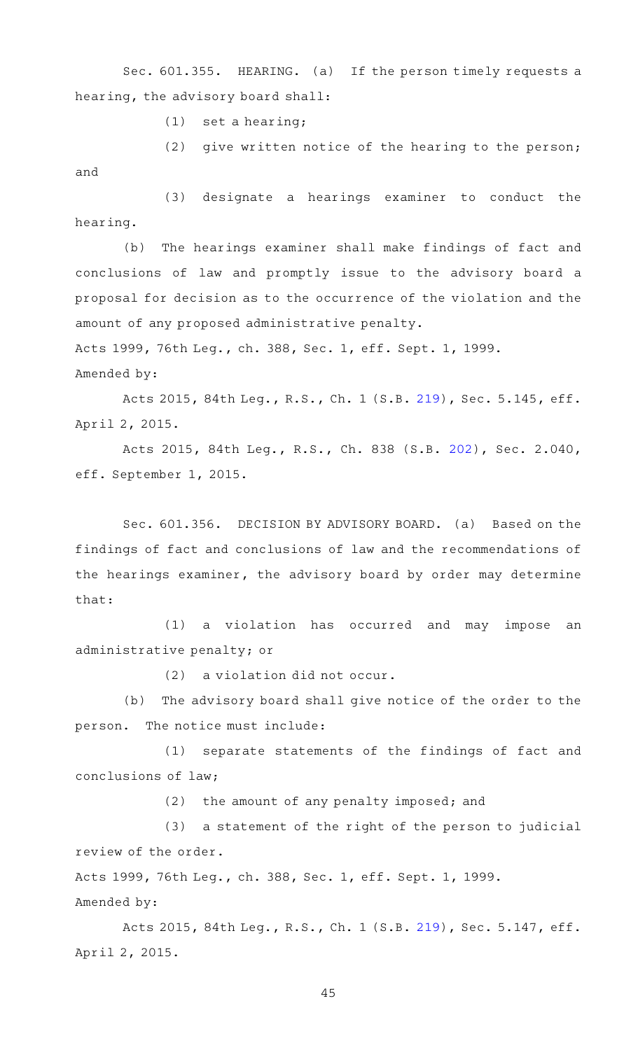Sec. 601.355. HEARING. (a) If the person timely requests a hearing, the advisory board shall:

(1) set a hearing;

(2) give written notice of the hearing to the person; and

(3) designate a hearings examiner to conduct the hearing.

(b) The hearings examiner shall make findings of fact and conclusions of law and promptly issue to the advisory board a proposal for decision as to the occurrence of the violation and the amount of any proposed administrative penalty.

Acts 1999, 76th Leg., ch. 388, Sec. 1, eff. Sept. 1, 1999.

Amended by:

Acts 2015, 84th Leg., R.S., Ch. 1 (S.B. 219), Sec. 5.145, eff. April 2, 2015.

Acts 2015, 84th Leg., R.S., Ch. 838 (S.B. 202), Sec. 2.040, eff. September 1, 2015.

Sec. 601.356. DECISION BY ADVISORY BOARD. (a) Based on the findings of fact and conclusions of law and the recommendations of the hearings examiner, the advisory board by order may determine that:

(1) a violation has occurred and may impose an administrative penalty; or

(2) a violation did not occur.

(b) The advisory board shall give notice of the order to the person. The notice must include:

(1) separate statements of the findings of fact and conclusions of law;

(2) the amount of any penalty imposed; and

(3) a statement of the right of the person to judicial review of the order.

Acts 1999, 76th Leg., ch. 388, Sec. 1, eff. Sept. 1, 1999.

Amended by:

Acts 2015, 84th Leg., R.S., Ch. 1 (S.B. 219), Sec. 5.147, eff. April 2, 2015.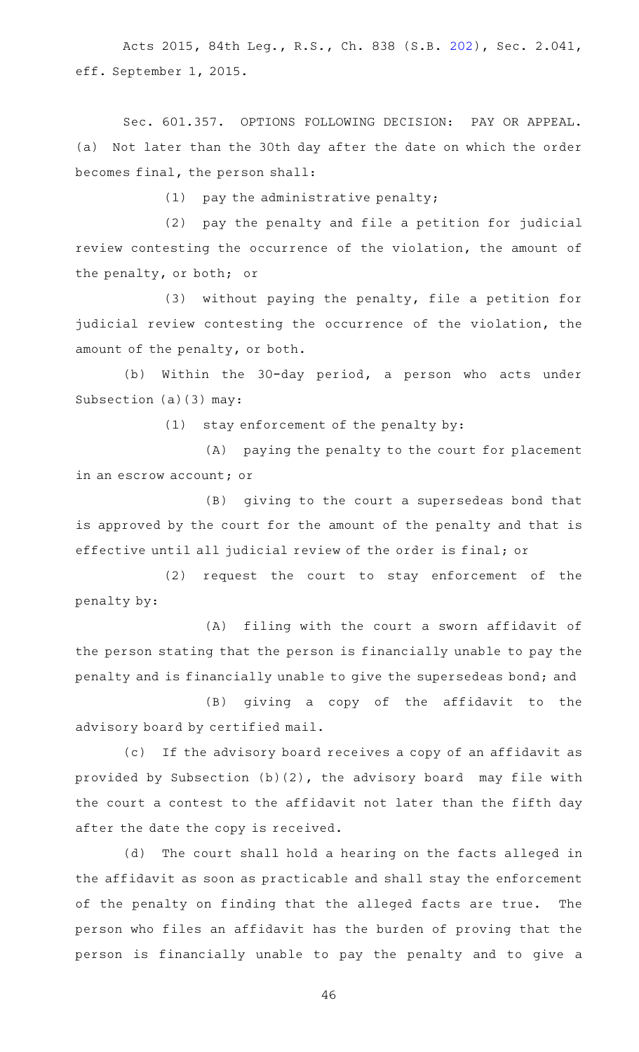Acts 2015, 84th Leg., R.S., Ch. 838 (S.B. 202), Sec. 2.041, eff. September 1, 2015.

Sec. 601.357. OPTIONS FOLLOWING DECISION: PAY OR APPEAL. (a) Not later than the 30th day after the date on which the order becomes final, the person shall:

(1) pay the administrative penalty;

(2) pay the penalty and file a petition for judicial review contesting the occurrence of the violation, the amount of the penalty, or both; or

(3) without paying the penalty, file a petition for judicial review contesting the occurrence of the violation, the amount of the penalty, or both.

(b) Within the 30-day period, a person who acts under Subsection (a)(3) may:

(1) stay enforcement of the penalty by:

(A) paying the penalty to the court for placement in an escrow account; or

(B) giving to the court a supersedeas bond that is approved by the court for the amount of the penalty and that is effective until all judicial review of the order is final; or

(2) request the court to stay enforcement of the penalty by:

(A) filing with the court a sworn affidavit of the person stating that the person is financially unable to pay the penalty and is financially unable to give the supersedeas bond; and

(B) giving a copy of the affidavit to the advisory board by certified mail.

(c) If the advisory board receives a copy of an affidavit as provided by Subsection (b)(2), the advisory board may file with the court a contest to the affidavit not later than the fifth day after the date the copy is received.

(d) The court shall hold a hearing on the facts alleged in the affidavit as soon as practicable and shall stay the enforcement of the penalty on finding that the alleged facts are true. The person who files an affidavit has the burden of proving that the person is financially unable to pay the penalty and to give a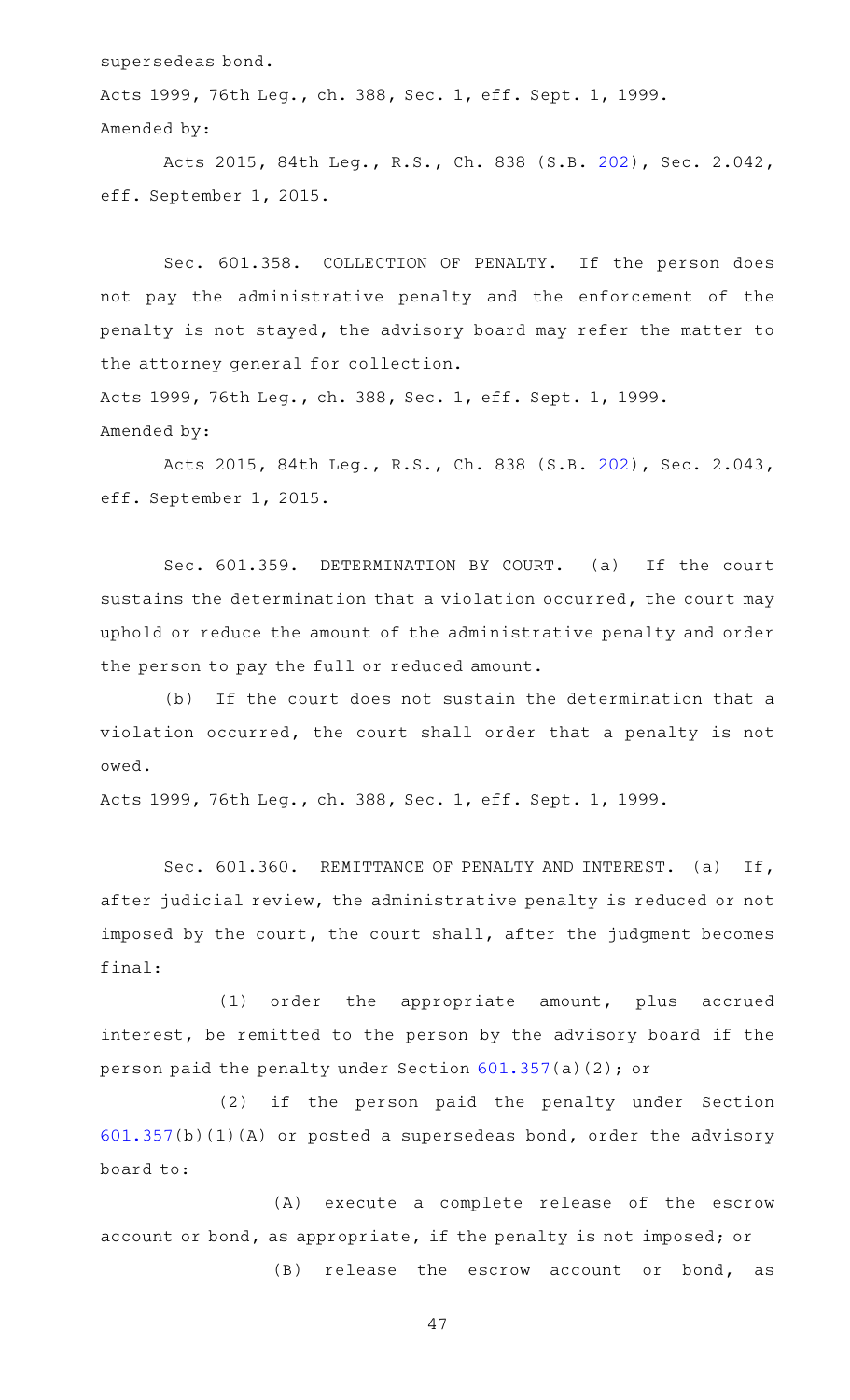supersedeas bond.

Acts 1999, 76th Leg., ch. 388, Sec. 1, eff. Sept. 1, 1999.

Amended by:

Acts 2015, 84th Leg., R.S., Ch. 838 (S.B. 202), Sec. 2.042, eff. September 1, 2015.

Sec. 601.358. COLLECTION OF PENALTY. If the person does not pay the administrative penalty and the enforcement of the penalty is not stayed, the advisory board may refer the matter to the attorney general for collection.

Acts 1999, 76th Leg., ch. 388, Sec. 1, eff. Sept. 1, 1999.

Amended by:

Acts 2015, 84th Leg., R.S., Ch. 838 (S.B. 202), Sec. 2.043, eff. September 1, 2015.

Sec. 601.359. DETERMINATION BY COURT. (a) If the court sustains the determination that a violation occurred, the court may uphold or reduce the amount of the administrative penalty and order the person to pay the full or reduced amount.

(b) If the court does not sustain the determination that a violation occurred, the court shall order that a penalty is not owed.

Acts 1999, 76th Leg., ch. 388, Sec. 1, eff. Sept. 1, 1999.

Sec. 601.360. REMITTANCE OF PENALTY AND INTEREST. (a) If, after judicial review, the administrative penalty is reduced or not imposed by the court, the court shall, after the judgment becomes final:

(1) order the appropriate amount, plus accrued interest, be remitted to the person by the advisory board if the person paid the penalty under Section 601.357(a)(2); or

(2) if the person paid the penalty under Section 601.357(b)(1)(A) or posted a supersedeas bond, order the advisory board to:

(A) execute a complete release of the escrow account or bond, as appropriate, if the penalty is not imposed; or

(B) release the escrow account or bond, as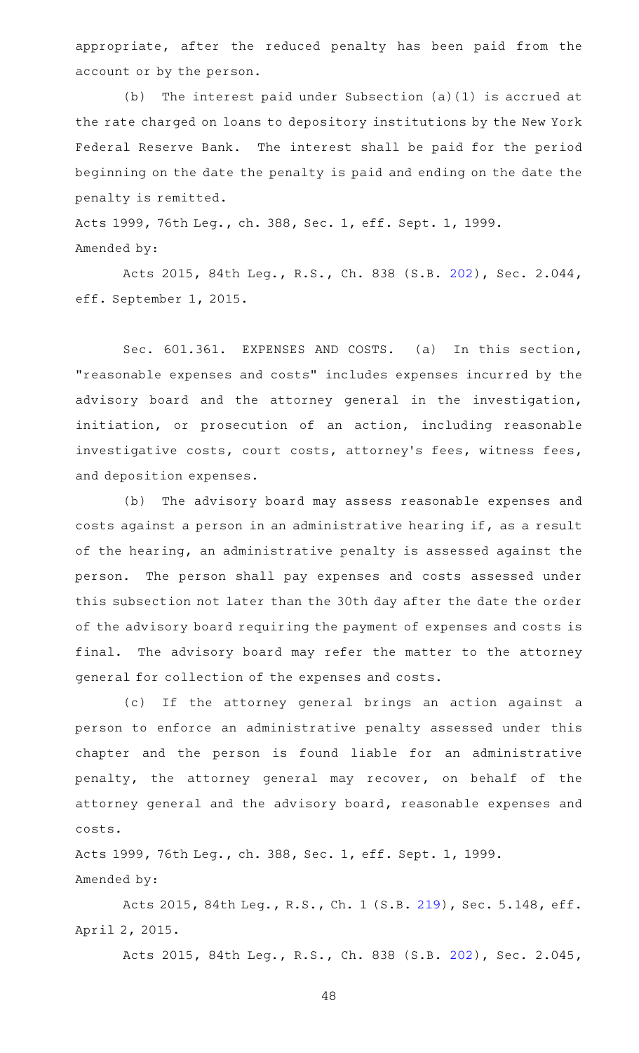appropriate, after the reduced penalty has been paid from the account or by the person.

(b) The interest paid under Subsection (a)(1) is accrued at the rate charged on loans to depository institutions by the New York Federal Reserve Bank. The interest shall be paid for the period beginning on the date the penalty is paid and ending on the date the penalty is remitted.

Acts 1999, 76th Leg., ch. 388, Sec. 1, eff. Sept. 1, 1999.
Amended by:

Acts 2015, 84th Leg., R.S., Ch. 838 (S.B. 202), Sec. 2.044, eff. September 1, 2015.

Sec. 601.361. EXPENSES AND COSTS. (a) In this section, "reasonable expenses and costs" includes expenses incurred by the advisory board and the attorney general in the investigation, initiation, or prosecution of an action, including reasonable investigative costs, court costs, attorney's fees, witness fees, and deposition expenses.

(b) The advisory board may assess reasonable expenses and costs against a person in an administrative hearing if, as a result of the hearing, an administrative penalty is assessed against the person. The person shall pay expenses and costs assessed under this subsection not later than the 30th day after the date the order of the advisory board requiring the payment of expenses and costs is final. The advisory board may refer the matter to the attorney general for collection of the expenses and costs.

(c) If the attorney general brings an action against a person to enforce an administrative penalty assessed under this chapter and the person is found liable for an administrative penalty, the attorney general may recover, on behalf of the attorney general and the advisory board, reasonable expenses and costs.

Acts 1999, 76th Leg., ch. 388, Sec. 1, eff. Sept. 1, 1999.
Amended by:

Acts 2015, 84th Leg., R.S., Ch. 1 (S.B. 219), Sec. 5.148, eff. April 2, 2015.

Acts 2015, 84th Leg., R.S., Ch. 838 (S.B. 202), Sec. 2.045,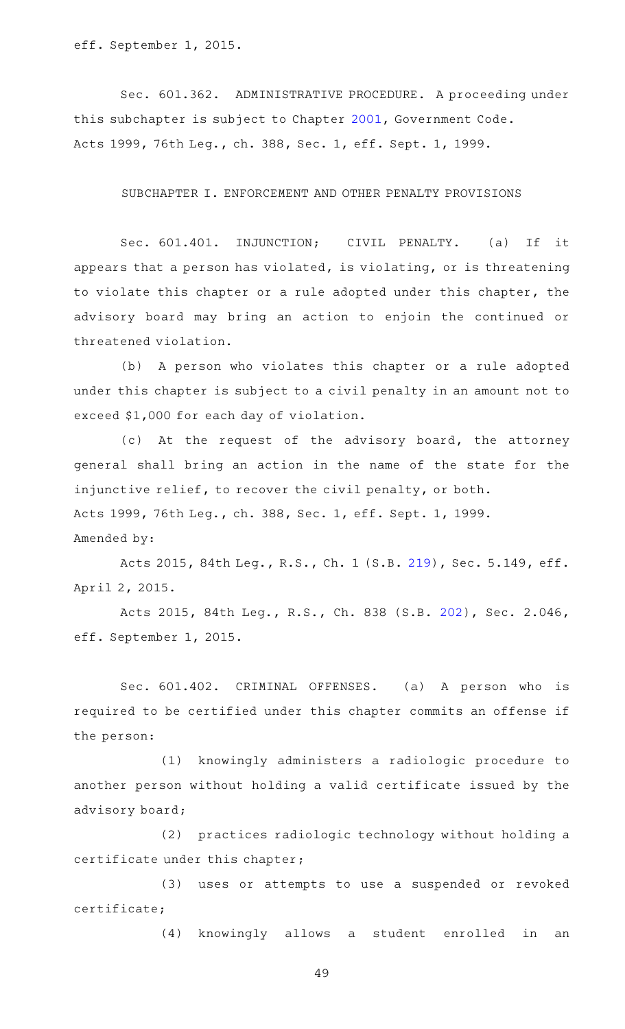eff. September 1, 2015.

Sec. 601.362. ADMINISTRATIVE PROCEDURE. A proceeding under this subchapter is subject to Chapter 2001, Government Code.
Acts 1999, 76th Leg., ch. 388, Sec. 1, eff. Sept. 1, 1999.

SUBCHAPTER I. ENFORCEMENT AND OTHER PENALTY PROVISIONS

Sec. 601.401. INJUNCTION; CIVIL PENALTY. (a) If it appears that a person has violated, is violating, or is threatening to violate this chapter or a rule adopted under this chapter, the advisory board may bring an action to enjoin the continued or threatened violation.

(b) A person who violates this chapter or a rule adopted under this chapter is subject to a civil penalty in an amount not to exceed $1,000 for each day of violation.

(c) At the request of the advisory board, the attorney general shall bring an action in the name of the state for the injunctive relief, to recover the civil penalty, or both.
Acts 1999, 76th Leg., ch. 388, Sec. 1, eff. Sept. 1, 1999.
Amended by:

Acts 2015, 84th Leg., R.S., Ch. 1 (S.B. 219), Sec. 5.149, eff. April 2, 2015.

Acts 2015, 84th Leg., R.S., Ch. 838 (S.B. 202), Sec. 2.046, eff. September 1, 2015.

Sec. 601.402. CRIMINAL OFFENSES. (a) A person who is required to be certified under this chapter commits an offense if the person:

(1) knowingly administers a radiologic procedure to another person without holding a valid certificate issued by the advisory board;

(2) practices radiologic technology without holding a certificate under this chapter;

(3) uses or attempts to use a suspended or revoked certificate;

(4) knowingly allows a student enrolled in an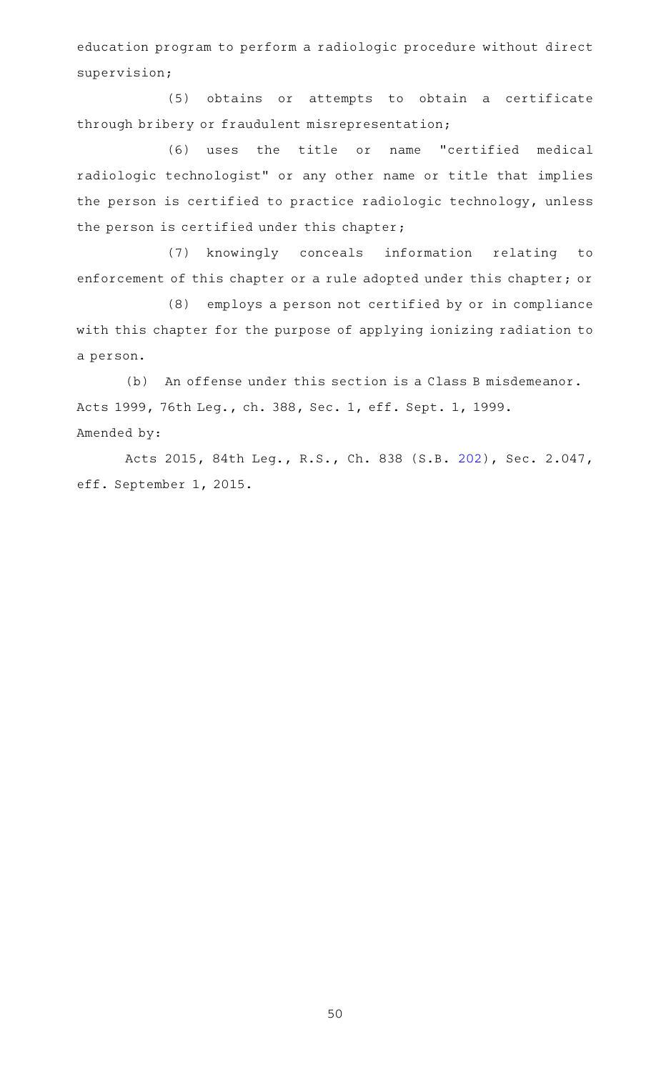education program to perform a radiologic procedure without direct supervision;

(5) obtains or attempts to obtain a certificate through bribery or fraudulent misrepresentation;

(6) uses the title or name "certified medical radiologic technologist" or any other name or title that implies the person is certified to practice radiologic technology, unless the person is certified under this chapter;

(7) knowingly conceals information relating to enforcement of this chapter or a rule adopted under this chapter; or

(8) employs a person not certified by or in compliance with this chapter for the purpose of applying ionizing radiation to a person.

(b) An offense under this section is a Class B misdemeanor.

Acts 1999, 76th Leg., ch. 388, Sec. 1, eff. Sept. 1, 1999.

Amended by:

Acts 2015, 84th Leg., R.S., Ch. 838 (S.B. 202), Sec. 2.047, eff. September 1, 2015.